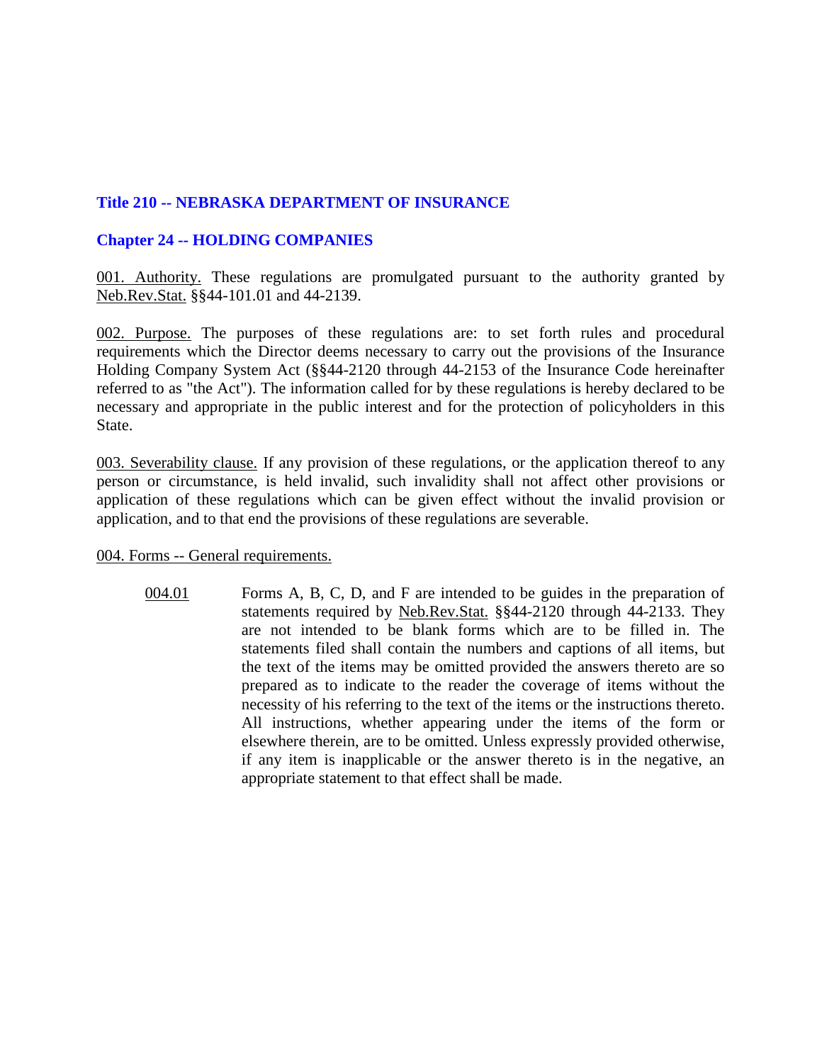## Title 210 -- NEBRASKA DEPARTMENT OF INSURANCE

## Chapter 24 -- HOLDING COMPANIES

001. Authority. These regulations are promulgated pursuant to the authority granted by Neb.Rev.Stat. §§44-101.01 and 44-2139.

002. Purpose. The purposes of these regulations are: to set forth rules and procedural requirements which the Director deems necessary to carry out the provisions of the Insurance Holding Company System Act (§§44-2120 through 44-2153 of the Insurance Code hereinafter referred to as "the Act"). The information called for by these regulations is hereby declared to be necessary and appropriate in the public interest and for the protection of policyholders in this State.

003. Severability clause. If any provision of these regulations, or the application thereof to any person or circumstance, is held invalid, such invalidity shall not affect other provisions or application of these regulations which can be given effect without the invalid provision or application, and to that end the provisions of these regulations are severable.

004. Forms -- General requirements.

004.01 Forms A, B, C, D, and F are intended to be guides in the preparation of statements required by Neb.Rev.Stat. §§44-2120 through 44-2133. They are not intended to be blank forms which are to be filled in. The statements filed shall contain the numbers and captions of all items, but the text of the items may be omitted provided the answers thereto are so prepared as to indicate to the reader the coverage of items without the necessity of his referring to the text of the items or the instructions thereto. All instructions, whether appearing under the items of the form or elsewhere therein, are to be omitted. Unless expressly provided otherwise, if any item is inapplicable or the answer thereto is in the negative, an appropriate statement to that effect shall be made.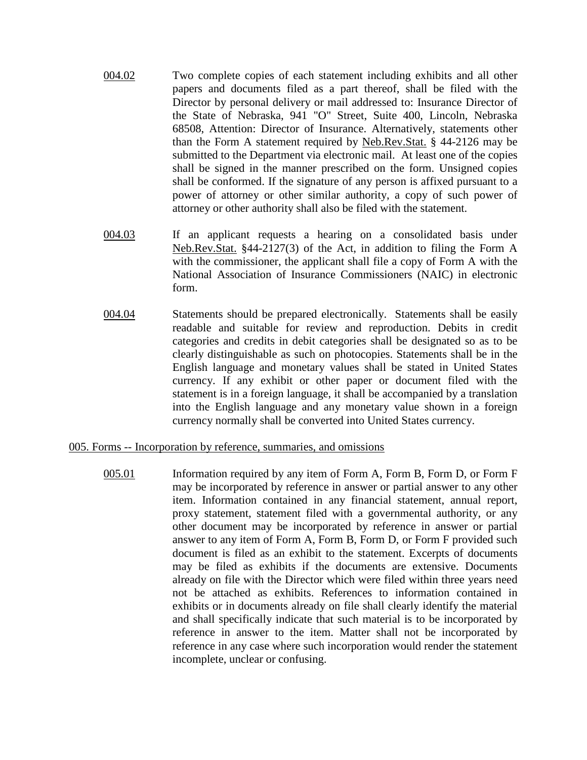004.02 Two complete copies of each statement including exhibits and all other papers and documents filed as a part thereof, shall be filed with the Director by personal delivery or mail addressed to: Insurance Director of the State of Nebraska, 941 "O" Street, Suite 400, Lincoln, Nebraska 68508, Attention: Director of Insurance. Alternatively, statements other than the Form A statement required by Neb.Rev.Stat. § 44-2126 may be submitted to the Department via electronic mail. At least one of the copies shall be signed in the manner prescribed on the form. Unsigned copies shall be conformed. If the signature of any person is affixed pursuant to a power of attorney or other similar authority, a copy of such power of attorney or other authority shall also be filed with the statement.

004.03 If an applicant requests a hearing on a consolidated basis under Neb.Rev.Stat. §44-2127(3) of the Act, in addition to filing the Form A with the commissioner, the applicant shall file a copy of Form A with the National Association of Insurance Commissioners (NAIC) in electronic form.

004.04 Statements should be prepared electronically. Statements shall be easily readable and suitable for review and reproduction. Debits in credit categories and credits in debit categories shall be designated so as to be clearly distinguishable as such on photocopies. Statements shall be in the English language and monetary values shall be stated in United States currency. If any exhibit or other paper or document filed with the statement is in a foreign language, it shall be accompanied by a translation into the English language and any monetary value shown in a foreign currency normally shall be converted into United States currency.

## 005. Forms -- Incorporation by reference, summaries, and omissions

005.01 Information required by any item of Form A, Form B, Form D, or Form F may be incorporated by reference in answer or partial answer to any other item. Information contained in any financial statement, annual report, proxy statement, statement filed with a governmental authority, or any other document may be incorporated by reference in answer or partial answer to any item of Form A, Form B, Form D, or Form F provided such document is filed as an exhibit to the statement. Excerpts of documents may be filed as exhibits if the documents are extensive. Documents already on file with the Director which were filed within three years need not be attached as exhibits. References to information contained in exhibits or in documents already on file shall clearly identify the material and shall specifically indicate that such material is to be incorporated by reference in answer to the item. Matter shall not be incorporated by reference in any case where such incorporation would render the statement incomplete, unclear or confusing.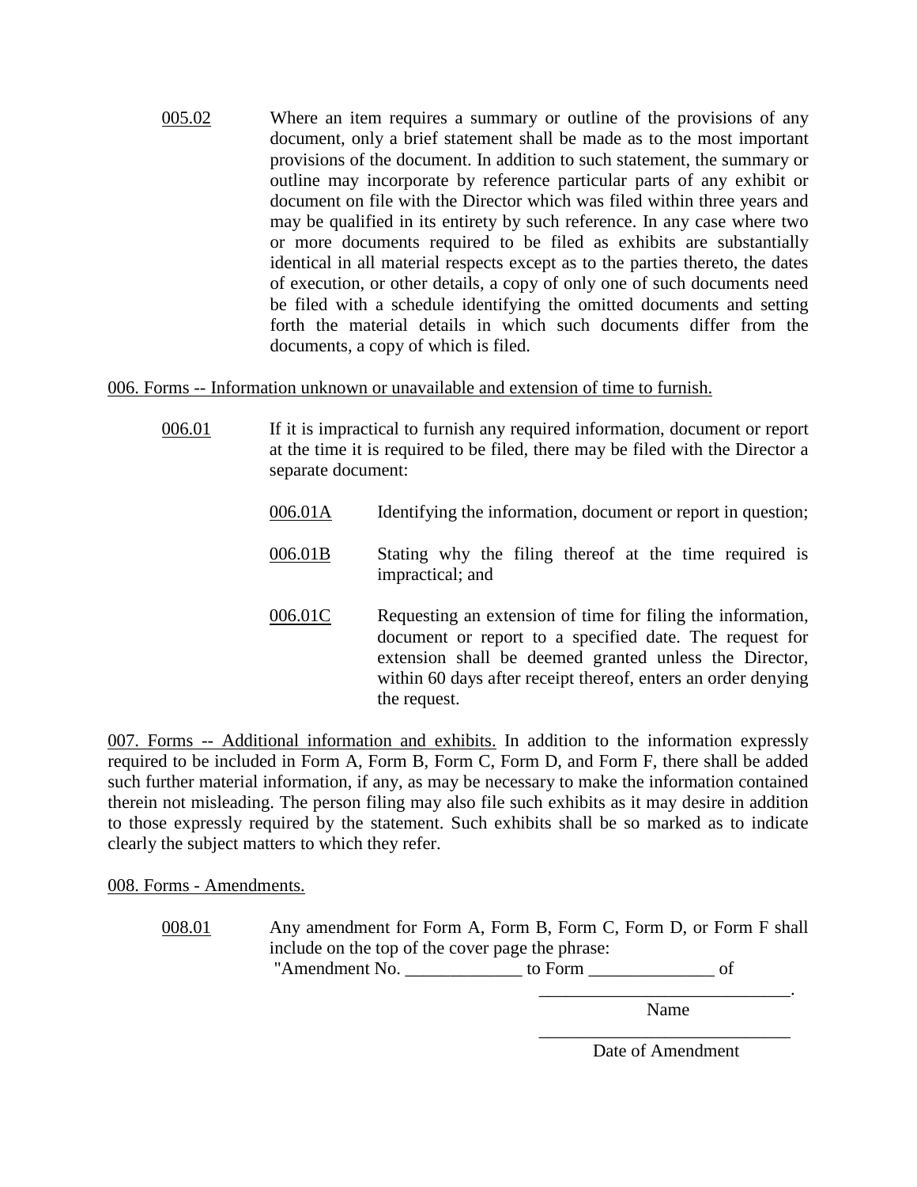005.02 Where an item requires a summary or outline of the provisions of any document, only a brief statement shall be made as to the most important provisions of the document. In addition to such statement, the summary or outline may incorporate by reference particular parts of any exhibit or document on file with the Director which was filed within three years and may be qualified in its entirety by such reference. In any case where two or more documents required to be filed as exhibits are substantially identical in all material respects except as to the parties thereto, the dates of execution, or other details, a copy of only one of such documents need be filed with a schedule identifying the omitted documents and setting forth the material details in which such documents differ from the documents, a copy of which is filed.

006. Forms -- Information unknown or unavailable and extension of time to furnish.

006.01 If it is impractical to furnish any required information, document or report at the time it is required to be filed, there may be filed with the Director a separate document:

006.01A Identifying the information, document or report in question;

006.01B Stating why the filing thereof at the time required is impractical; and

006.01C Requesting an extension of time for filing the information, document or report to a specified date. The request for extension shall be deemed granted unless the Director, within 60 days after receipt thereof, enters an order denying the request.

007. Forms -- Additional information and exhibits. In addition to the information expressly required to be included in Form A, Form B, Form C, Form D, and Form F, there shall be added such further material information, if any, as may be necessary to make the information contained therein not misleading. The person filing may also file such exhibits as it may desire in addition to those expressly required by the statement. Such exhibits shall be so marked as to indicate clearly the subject matters to which they refer.

008. Forms - Amendments.

008.01 Any amendment for Form A, Form B, Form C, Form D, or Form F shall include on the top of the cover page the phrase:
"Amendment No. _____________ to Form ______________ of

____________________________.
Name

____________________________
Date of Amendment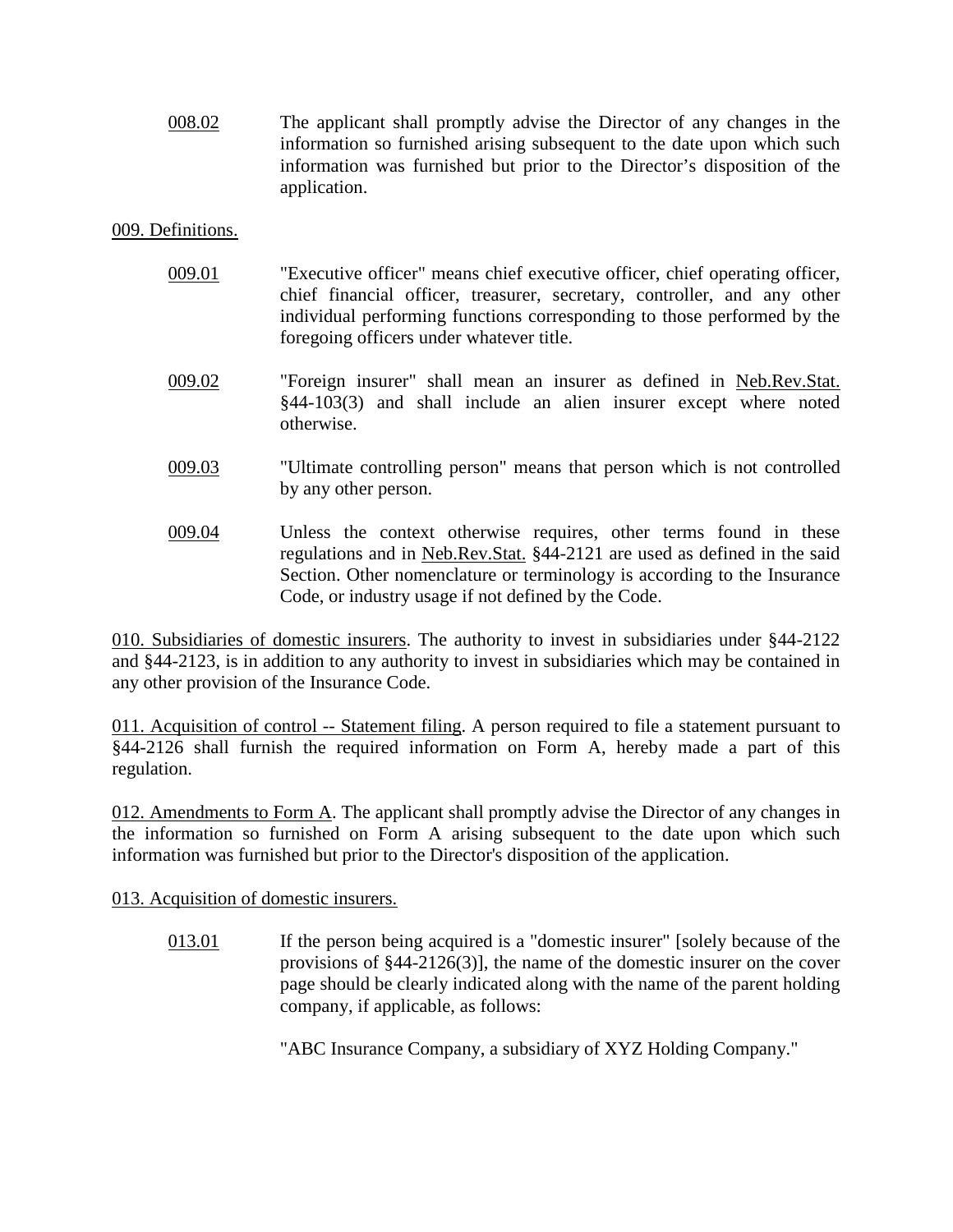008.02 The applicant shall promptly advise the Director of any changes in the information so furnished arising subsequent to the date upon which such information was furnished but prior to the Director's disposition of the application.

009. Definitions.

009.01 "Executive officer" means chief executive officer, chief operating officer, chief financial officer, treasurer, secretary, controller, and any other individual performing functions corresponding to those performed by the foregoing officers under whatever title.

009.02 "Foreign insurer" shall mean an insurer as defined in Neb.Rev.Stat. §44-103(3) and shall include an alien insurer except where noted otherwise.

009.03 "Ultimate controlling person" means that person which is not controlled by any other person.

009.04 Unless the context otherwise requires, other terms found in these regulations and in Neb.Rev.Stat. §44-2121 are used as defined in the said Section. Other nomenclature or terminology is according to the Insurance Code, or industry usage if not defined by the Code.

010. Subsidiaries of domestic insurers. The authority to invest in subsidiaries under §44-2122 and §44-2123, is in addition to any authority to invest in subsidiaries which may be contained in any other provision of the Insurance Code.

011. Acquisition of control -- Statement filing. A person required to file a statement pursuant to §44-2126 shall furnish the required information on Form A, hereby made a part of this regulation.

012. Amendments to Form A. The applicant shall promptly advise the Director of any changes in the information so furnished on Form A arising subsequent to the date upon which such information was furnished but prior to the Director's disposition of the application.

013. Acquisition of domestic insurers.

013.01 If the person being acquired is a "domestic insurer" [solely because of the provisions of §44-2126(3)], the name of the domestic insurer on the cover page should be clearly indicated along with the name of the parent holding company, if applicable, as follows:

"ABC Insurance Company, a subsidiary of XYZ Holding Company."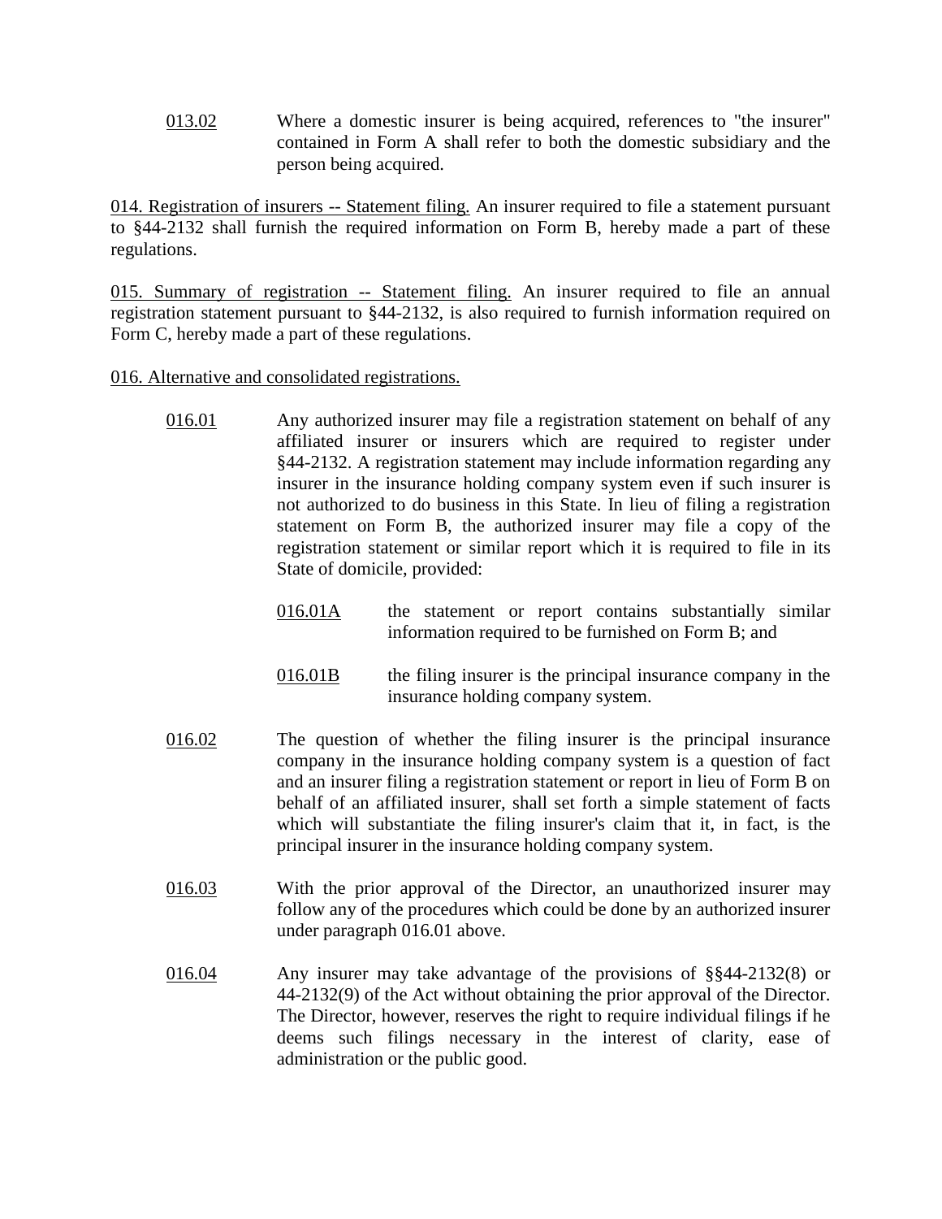013.02 Where a domestic insurer is being acquired, references to "the insurer" contained in Form A shall refer to both the domestic subsidiary and the person being acquired.

014. Registration of insurers -- Statement filing. An insurer required to file a statement pursuant to §44-2132 shall furnish the required information on Form B, hereby made a part of these regulations.

015. Summary of registration -- Statement filing. An insurer required to file an annual registration statement pursuant to §44-2132, is also required to furnish information required on Form C, hereby made a part of these regulations.

016. Alternative and consolidated registrations.

016.01 Any authorized insurer may file a registration statement on behalf of any affiliated insurer or insurers which are required to register under §44-2132. A registration statement may include information regarding any insurer in the insurance holding company system even if such insurer is not authorized to do business in this State. In lieu of filing a registration statement on Form B, the authorized insurer may file a copy of the registration statement or similar report which it is required to file in its State of domicile, provided:

016.01A the statement or report contains substantially similar information required to be furnished on Form B; and

016.01B the filing insurer is the principal insurance company in the insurance holding company system.

016.02 The question of whether the filing insurer is the principal insurance company in the insurance holding company system is a question of fact and an insurer filing a registration statement or report in lieu of Form B on behalf of an affiliated insurer, shall set forth a simple statement of facts which will substantiate the filing insurer's claim that it, in fact, is the principal insurer in the insurance holding company system.

016.03 With the prior approval of the Director, an unauthorized insurer may follow any of the procedures which could be done by an authorized insurer under paragraph 016.01 above.

016.04 Any insurer may take advantage of the provisions of §§44-2132(8) or 44-2132(9) of the Act without obtaining the prior approval of the Director. The Director, however, reserves the right to require individual filings if he deems such filings necessary in the interest of clarity, ease of administration or the public good.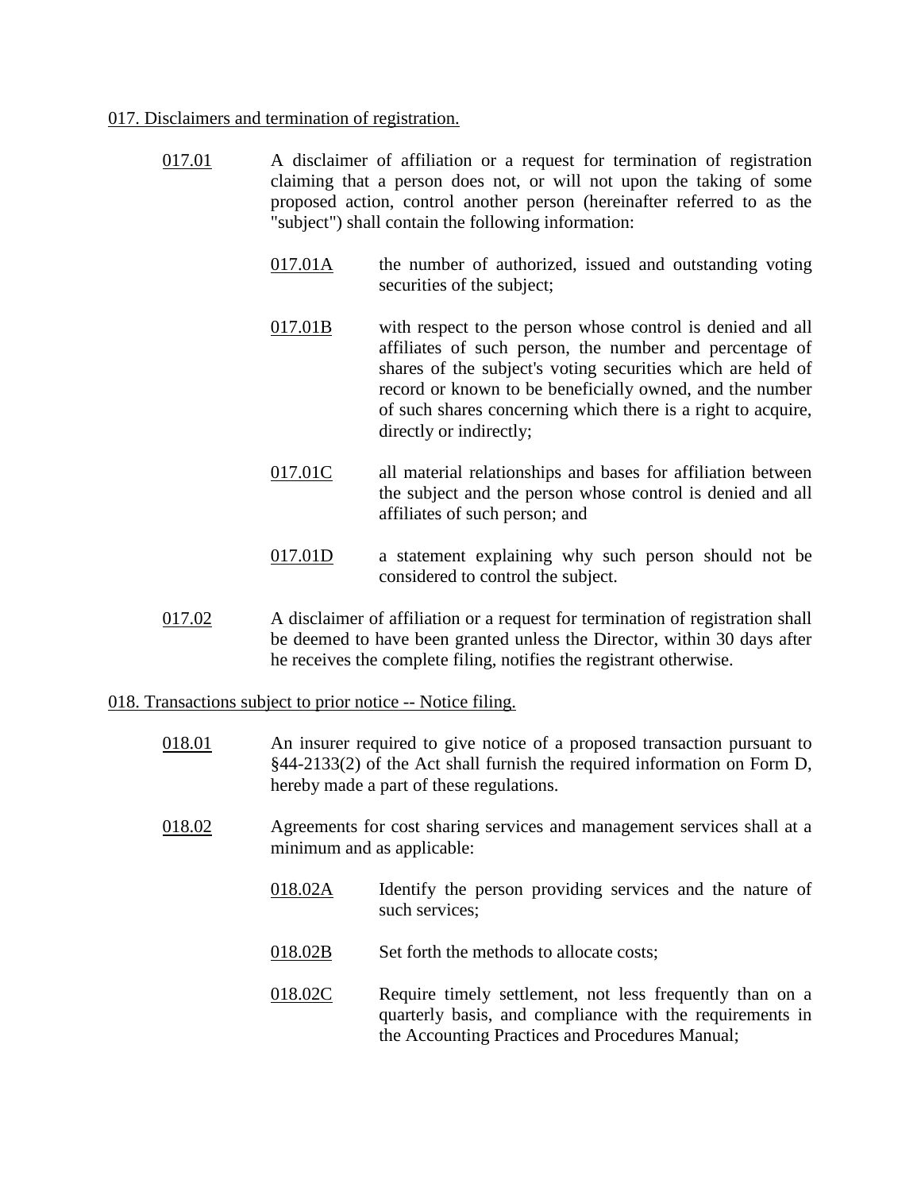017. Disclaimers and termination of registration.

017.01 A disclaimer of affiliation or a request for termination of registration claiming that a person does not, or will not upon the taking of some proposed action, control another person (hereinafter referred to as the "subject") shall contain the following information:

017.01A the number of authorized, issued and outstanding voting securities of the subject;

017.01B with respect to the person whose control is denied and all affiliates of such person, the number and percentage of shares of the subject's voting securities which are held of record or known to be beneficially owned, and the number of such shares concerning which there is a right to acquire, directly or indirectly;

017.01C all material relationships and bases for affiliation between the subject and the person whose control is denied and all affiliates of such person; and

017.01D a statement explaining why such person should not be considered to control the subject.

017.02 A disclaimer of affiliation or a request for termination of registration shall be deemed to have been granted unless the Director, within 30 days after he receives the complete filing, notifies the registrant otherwise.

018. Transactions subject to prior notice -- Notice filing.

018.01 An insurer required to give notice of a proposed transaction pursuant to §44-2133(2) of the Act shall furnish the required information on Form D, hereby made a part of these regulations.

018.02 Agreements for cost sharing services and management services shall at a minimum and as applicable:

018.02A Identify the person providing services and the nature of such services;

018.02B Set forth the methods to allocate costs;

018.02C Require timely settlement, not less frequently than on a quarterly basis, and compliance with the requirements in the Accounting Practices and Procedures Manual;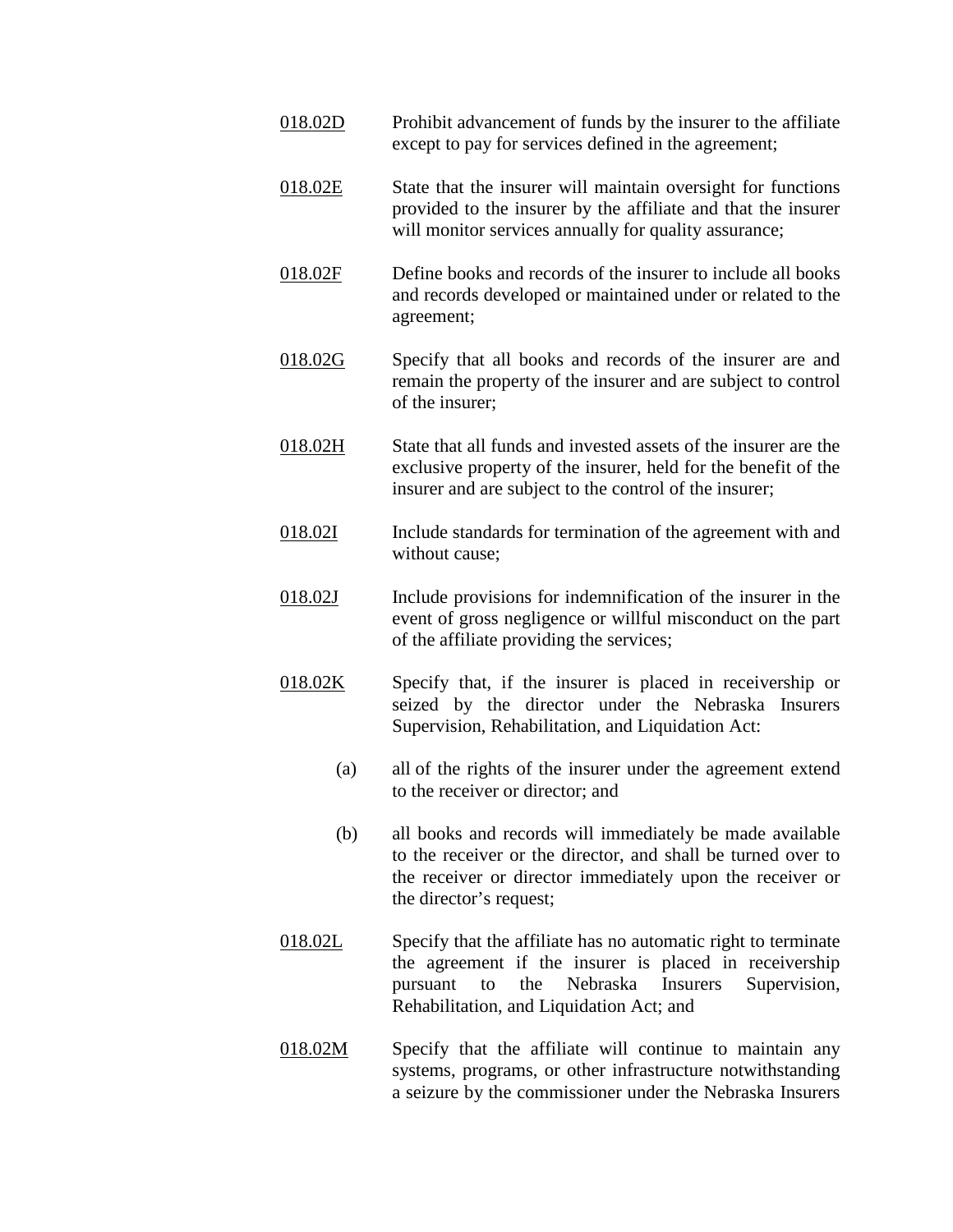018.02D Prohibit advancement of funds by the insurer to the affiliate except to pay for services defined in the agreement;

018.02E State that the insurer will maintain oversight for functions provided to the insurer by the affiliate and that the insurer will monitor services annually for quality assurance;

018.02F Define books and records of the insurer to include all books and records developed or maintained under or related to the agreement;

018.02G Specify that all books and records of the insurer are and remain the property of the insurer and are subject to control of the insurer;

018.02H State that all funds and invested assets of the insurer are the exclusive property of the insurer, held for the benefit of the insurer and are subject to the control of the insurer;

018.02I Include standards for termination of the agreement with and without cause;

018.02J Include provisions for indemnification of the insurer in the event of gross negligence or willful misconduct on the part of the affiliate providing the services;

018.02K Specify that, if the insurer is placed in receivership or seized by the director under the Nebraska Insurers Supervision, Rehabilitation, and Liquidation Act:

(a) all of the rights of the insurer under the agreement extend to the receiver or director; and

(b) all books and records will immediately be made available to the receiver or the director, and shall be turned over to the receiver or director immediately upon the receiver or the director's request;

018.02L Specify that the affiliate has no automatic right to terminate the agreement if the insurer is placed in receivership pursuant to the Nebraska Insurers Supervision, Rehabilitation, and Liquidation Act; and

018.02M Specify that the affiliate will continue to maintain any systems, programs, or other infrastructure notwithstanding a seizure by the commissioner under the Nebraska Insurers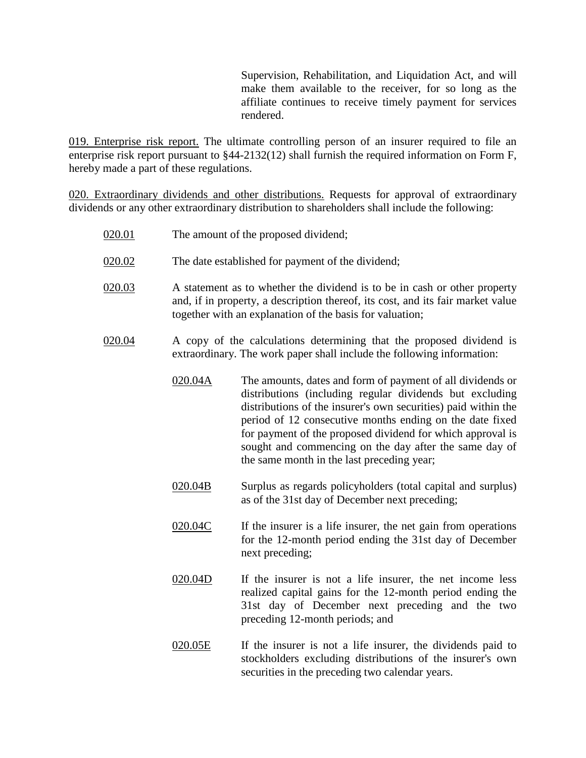Supervision, Rehabilitation, and Liquidation Act, and will make them available to the receiver, for so long as the affiliate continues to receive timely payment for services rendered.

019. Enterprise risk report. The ultimate controlling person of an insurer required to file an enterprise risk report pursuant to §44-2132(12) shall furnish the required information on Form F, hereby made a part of these regulations.

020. Extraordinary dividends and other distributions. Requests for approval of extraordinary dividends or any other extraordinary distribution to shareholders shall include the following:

020.01 The amount of the proposed dividend;

020.02 The date established for payment of the dividend;

020.03 A statement as to whether the dividend is to be in cash or other property and, if in property, a description thereof, its cost, and its fair market value together with an explanation of the basis for valuation;

020.04 A copy of the calculations determining that the proposed dividend is extraordinary. The work paper shall include the following information:

020.04A The amounts, dates and form of payment of all dividends or distributions (including regular dividends but excluding distributions of the insurer's own securities) paid within the period of 12 consecutive months ending on the date fixed for payment of the proposed dividend for which approval is sought and commencing on the day after the same day of the same month in the last preceding year;

020.04B Surplus as regards policyholders (total capital and surplus) as of the 31st day of December next preceding;

020.04C If the insurer is a life insurer, the net gain from operations for the 12-month period ending the 31st day of December next preceding;

020.04D If the insurer is not a life insurer, the net income less realized capital gains for the 12-month period ending the 31st day of December next preceding and the two preceding 12-month periods; and

020.05E If the insurer is not a life insurer, the dividends paid to stockholders excluding distributions of the insurer's own securities in the preceding two calendar years.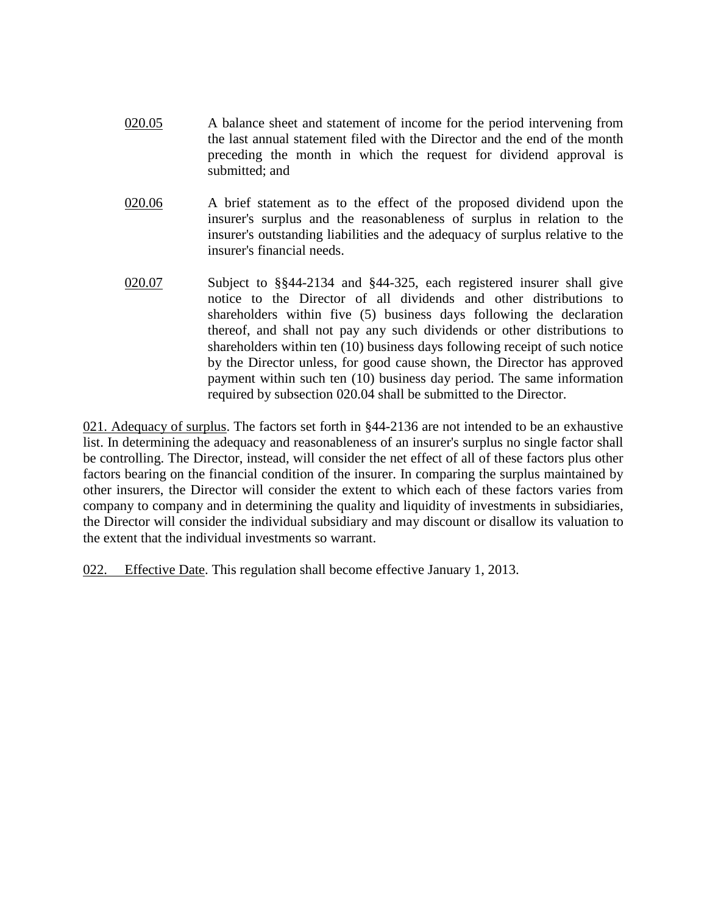020.05 A balance sheet and statement of income for the period intervening from the last annual statement filed with the Director and the end of the month preceding the month in which the request for dividend approval is submitted; and

020.06 A brief statement as to the effect of the proposed dividend upon the insurer's surplus and the reasonableness of surplus in relation to the insurer's outstanding liabilities and the adequacy of surplus relative to the insurer's financial needs.

020.07 Subject to §§44-2134 and §44-325, each registered insurer shall give notice to the Director of all dividends and other distributions to shareholders within five (5) business days following the declaration thereof, and shall not pay any such dividends or other distributions to shareholders within ten (10) business days following receipt of such notice by the Director unless, for good cause shown, the Director has approved payment within such ten (10) business day period. The same information required by subsection 020.04 shall be submitted to the Director.

021. Adequacy of surplus. The factors set forth in §44-2136 are not intended to be an exhaustive list. In determining the adequacy and reasonableness of an insurer's surplus no single factor shall be controlling. The Director, instead, will consider the net effect of all of these factors plus other factors bearing on the financial condition of the insurer. In comparing the surplus maintained by other insurers, the Director will consider the extent to which each of these factors varies from company to company and in determining the quality and liquidity of investments in subsidiaries, the Director will consider the individual subsidiary and may discount or disallow its valuation to the extent that the individual investments so warrant.

022. Effective Date. This regulation shall become effective January 1, 2013.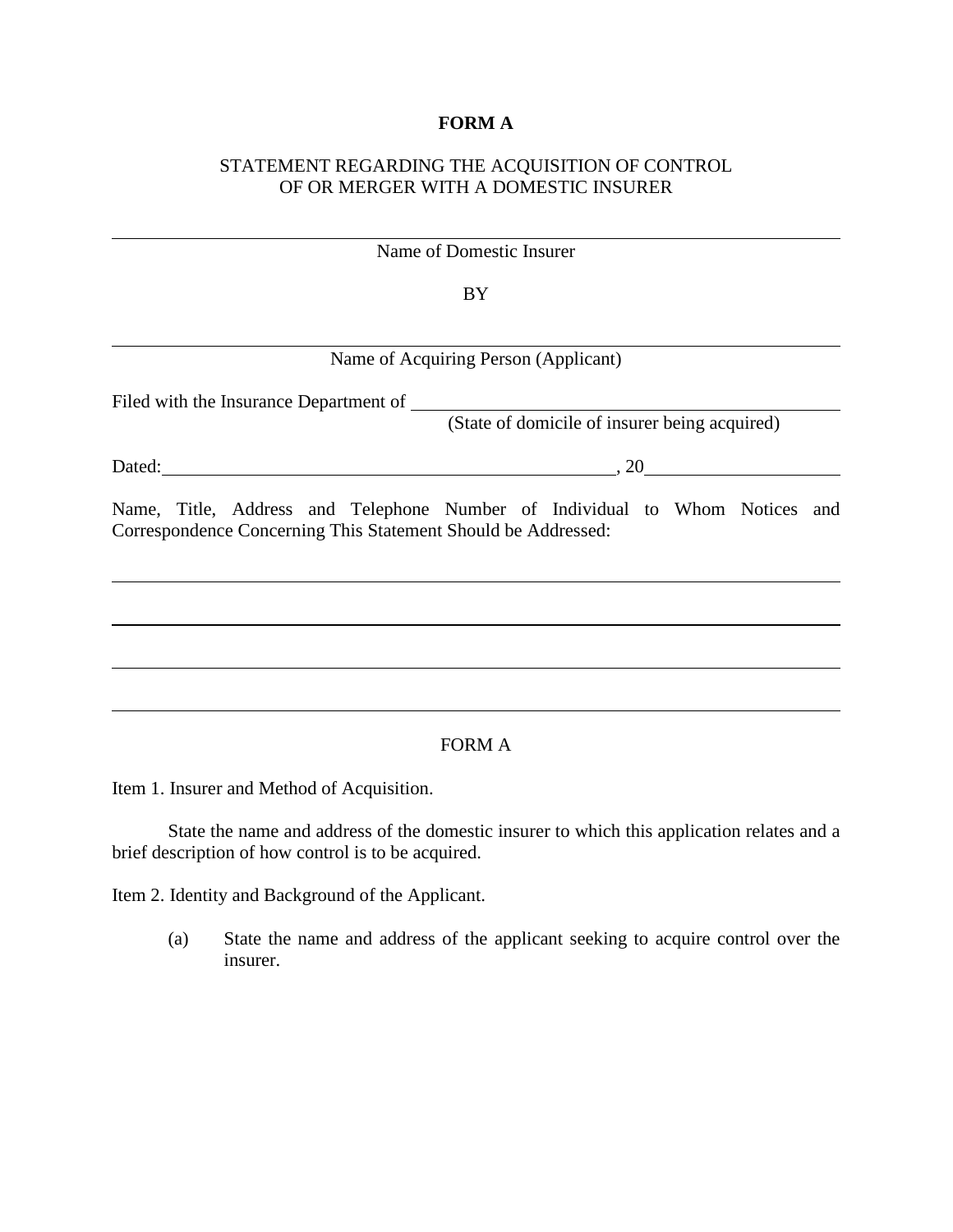**FORM A**

STATEMENT REGARDING THE ACQUISITION OF CONTROL
OF OR MERGER WITH A DOMESTIC INSURER

\_\_\_\_\_\_\_\_\_\_\_\_\_\_\_\_\_\_\_\_\_\_\_\_\_\_\_\_\_\_\_\_\_\_\_\_\_\_\_\_\_\_\_\_\_\_\_\_\_\_\_\_\_\_\_\_

Name of Domestic Insurer

BY

\_\_\_\_\_\_\_\_\_\_\_\_\_\_\_\_\_\_\_\_\_\_\_\_\_\_\_\_\_\_\_\_\_\_\_\_\_\_\_\_\_\_\_\_\_\_\_\_\_\_\_\_\_\_\_\_

Name of Acquiring Person (Applicant)

Filed with the Insurance Department of \_\_\_\_\_\_\_\_\_\_\_\_\_\_\_\_\_\_\_\_\_\_\_\_\_\_\_\_\_\_\_\_
(State of domicile of insurer being acquired)

Dated: \_\_\_\_\_\_\_\_\_\_\_\_\_\_\_\_\_\_\_\_\_\_\_\_\_\_\_\_\_\_, 20\_\_\_\_\_\_\_\_\_\_\_\_

Name, Title, Address and Telephone Number of Individual to Whom Notices and Correspondence Concerning This Statement Should be Addressed:

\_\_\_\_\_\_\_\_\_\_\_\_\_\_\_\_\_\_\_\_\_\_\_\_\_\_\_\_\_\_\_\_\_\_\_\_\_\_\_\_\_\_\_\_\_\_\_\_\_\_\_\_\_\_\_\_

\_\_\_\_\_\_\_\_\_\_\_\_\_\_\_\_\_\_\_\_\_\_\_\_\_\_\_\_\_\_\_\_\_\_\_\_\_\_\_\_\_\_\_\_\_\_\_\_\_\_\_\_\_\_\_\_

\_\_\_\_\_\_\_\_\_\_\_\_\_\_\_\_\_\_\_\_\_\_\_\_\_\_\_\_\_\_\_\_\_\_\_\_\_\_\_\_\_\_\_\_\_\_\_\_\_\_\_\_\_\_\_\_

\_\_\_\_\_\_\_\_\_\_\_\_\_\_\_\_\_\_\_\_\_\_\_\_\_\_\_\_\_\_\_\_\_\_\_\_\_\_\_\_\_\_\_\_\_\_\_\_\_\_\_\_\_\_\_\_

FORM A

Item 1. Insurer and Method of Acquisition.

State the name and address of the domestic insurer to which this application relates and a brief description of how control is to be acquired.

Item 2. Identity and Background of the Applicant.

(a) State the name and address of the applicant seeking to acquire control over the insurer.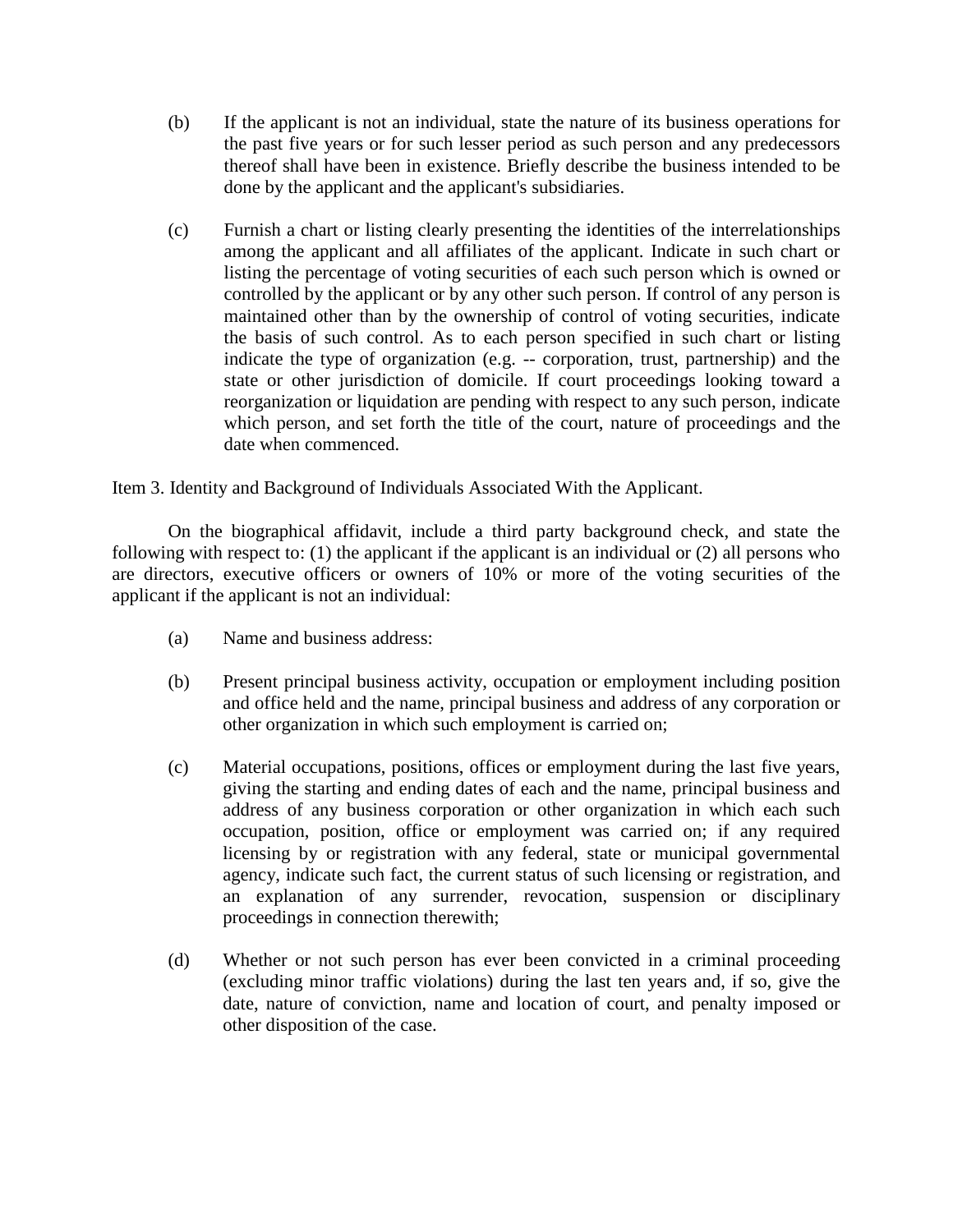(b) If the applicant is not an individual, state the nature of its business operations for the past five years or for such lesser period as such person and any predecessors thereof shall have been in existence. Briefly describe the business intended to be done by the applicant and the applicant's subsidiaries.

(c) Furnish a chart or listing clearly presenting the identities of the interrelationships among the applicant and all affiliates of the applicant. Indicate in such chart or listing the percentage of voting securities of each such person which is owned or controlled by the applicant or by any other such person. If control of any person is maintained other than by the ownership of control of voting securities, indicate the basis of such control. As to each person specified in such chart or listing indicate the type of organization (e.g. -- corporation, trust, partnership) and the state or other jurisdiction of domicile. If court proceedings looking toward a reorganization or liquidation are pending with respect to any such person, indicate which person, and set forth the title of the court, nature of proceedings and the date when commenced.

Item 3. Identity and Background of Individuals Associated With the Applicant.

On the biographical affidavit, include a third party background check, and state the following with respect to: (1) the applicant if the applicant is an individual or (2) all persons who are directors, executive officers or owners of 10% or more of the voting securities of the applicant if the applicant is not an individual:

(a) Name and business address:

(b) Present principal business activity, occupation or employment including position and office held and the name, principal business and address of any corporation or other organization in which such employment is carried on;

(c) Material occupations, positions, offices or employment during the last five years, giving the starting and ending dates of each and the name, principal business and address of any business corporation or other organization in which each such occupation, position, office or employment was carried on; if any required licensing by or registration with any federal, state or municipal governmental agency, indicate such fact, the current status of such licensing or registration, and an explanation of any surrender, revocation, suspension or disciplinary proceedings in connection therewith;

(d) Whether or not such person has ever been convicted in a criminal proceeding (excluding minor traffic violations) during the last ten years and, if so, give the date, nature of conviction, name and location of court, and penalty imposed or other disposition of the case.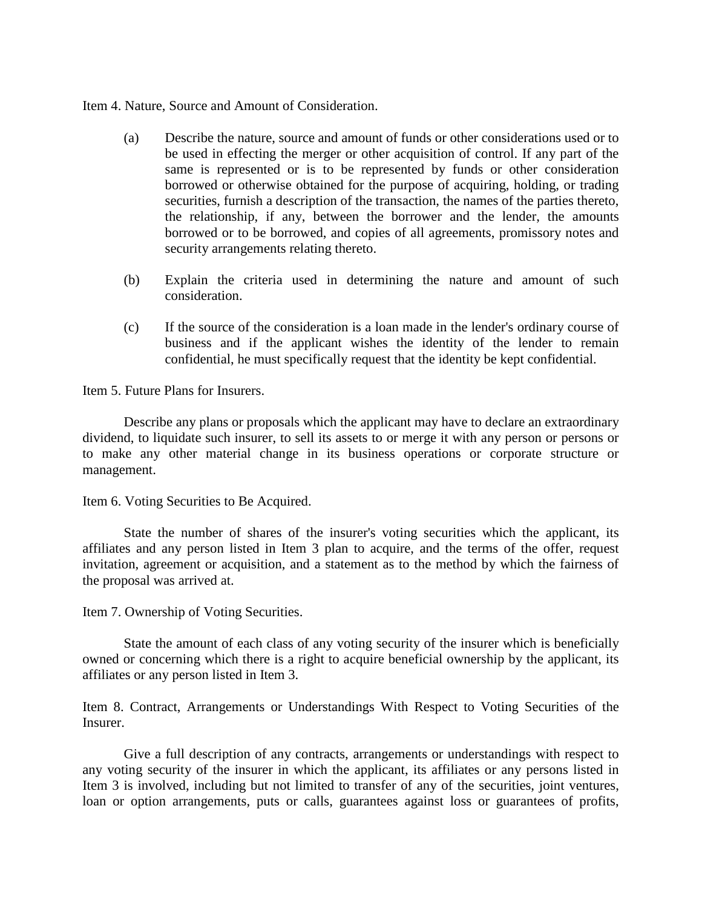Item 4. Nature, Source and Amount of Consideration.

(a) Describe the nature, source and amount of funds or other considerations used or to be used in effecting the merger or other acquisition of control. If any part of the same is represented or is to be represented by funds or other consideration borrowed or otherwise obtained for the purpose of acquiring, holding, or trading securities, furnish a description of the transaction, the names of the parties thereto, the relationship, if any, between the borrower and the lender, the amounts borrowed or to be borrowed, and copies of all agreements, promissory notes and security arrangements relating thereto.

(b) Explain the criteria used in determining the nature and amount of such consideration.

(c) If the source of the consideration is a loan made in the lender's ordinary course of business and if the applicant wishes the identity of the lender to remain confidential, he must specifically request that the identity be kept confidential.

Item 5. Future Plans for Insurers.

Describe any plans or proposals which the applicant may have to declare an extraordinary dividend, to liquidate such insurer, to sell its assets to or merge it with any person or persons or to make any other material change in its business operations or corporate structure or management.

Item 6. Voting Securities to Be Acquired.

State the number of shares of the insurer's voting securities which the applicant, its affiliates and any person listed in Item 3 plan to acquire, and the terms of the offer, request invitation, agreement or acquisition, and a statement as to the method by which the fairness of the proposal was arrived at.

Item 7. Ownership of Voting Securities.

State the amount of each class of any voting security of the insurer which is beneficially owned or concerning which there is a right to acquire beneficial ownership by the applicant, its affiliates or any person listed in Item 3.

Item 8. Contract, Arrangements or Understandings With Respect to Voting Securities of the Insurer.

Give a full description of any contracts, arrangements or understandings with respect to any voting security of the insurer in which the applicant, its affiliates or any persons listed in Item 3 is involved, including but not limited to transfer of any of the securities, joint ventures, loan or option arrangements, puts or calls, guarantees against loss or guarantees of profits,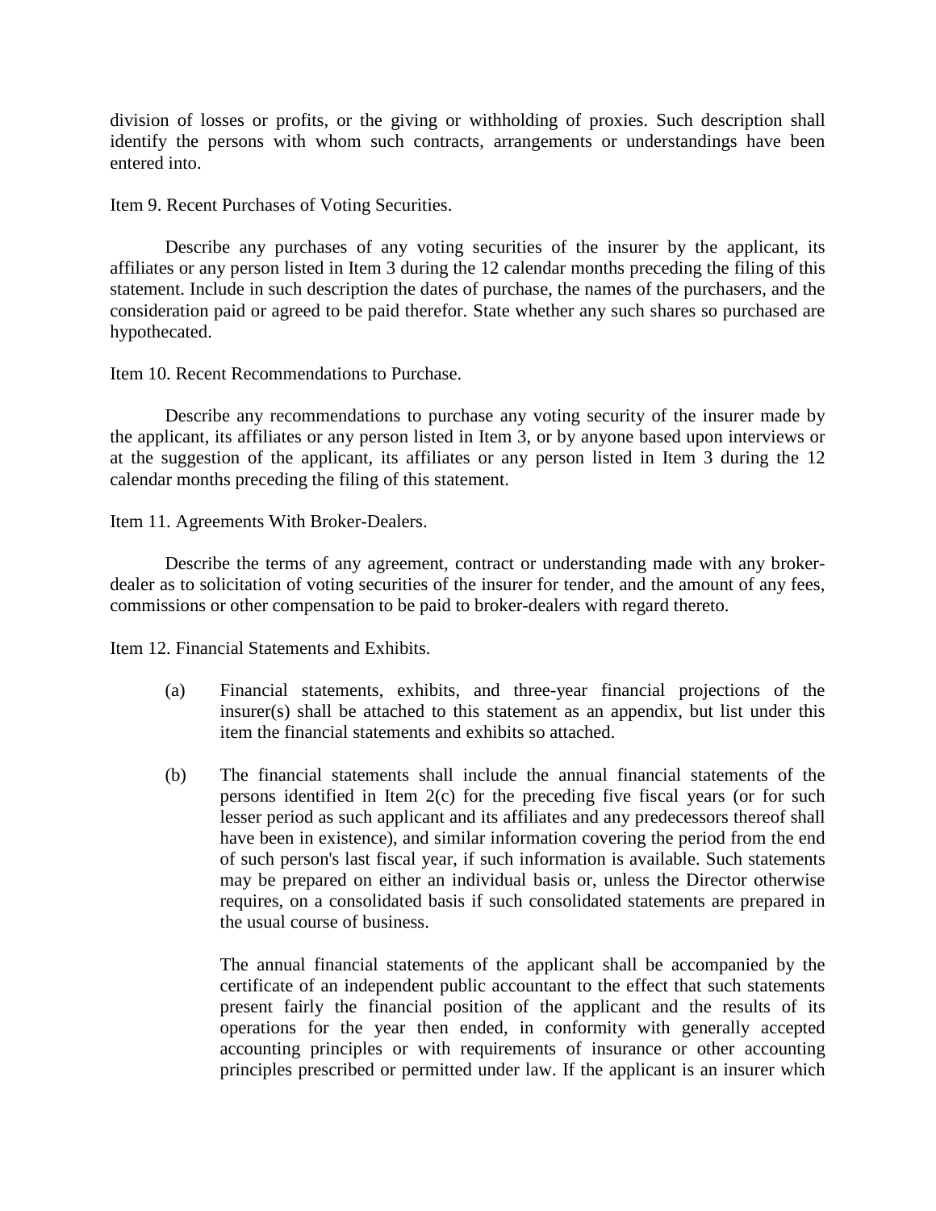division of losses or profits, or the giving or withholding of proxies. Such description shall identify the persons with whom such contracts, arrangements or understandings have been entered into.

Item 9. Recent Purchases of Voting Securities.

Describe any purchases of any voting securities of the insurer by the applicant, its affiliates or any person listed in Item 3 during the 12 calendar months preceding the filing of this statement. Include in such description the dates of purchase, the names of the purchasers, and the consideration paid or agreed to be paid therefor. State whether any such shares so purchased are hypothecated.

Item 10. Recent Recommendations to Purchase.

Describe any recommendations to purchase any voting security of the insurer made by the applicant, its affiliates or any person listed in Item 3, or by anyone based upon interviews or at the suggestion of the applicant, its affiliates or any person listed in Item 3 during the 12 calendar months preceding the filing of this statement.

Item 11. Agreements With Broker-Dealers.

Describe the terms of any agreement, contract or understanding made with any broker-dealer as to solicitation of voting securities of the insurer for tender, and the amount of any fees, commissions or other compensation to be paid to broker-dealers with regard thereto.

Item 12. Financial Statements and Exhibits.

(a) Financial statements, exhibits, and three-year financial projections of the insurer(s) shall be attached to this statement as an appendix, but list under this item the financial statements and exhibits so attached.

(b) The financial statements shall include the annual financial statements of the persons identified in Item 2(c) for the preceding five fiscal years (or for such lesser period as such applicant and its affiliates and any predecessors thereof shall have been in existence), and similar information covering the period from the end of such person's last fiscal year, if such information is available. Such statements may be prepared on either an individual basis or, unless the Director otherwise requires, on a consolidated basis if such consolidated statements are prepared in the usual course of business.

The annual financial statements of the applicant shall be accompanied by the certificate of an independent public accountant to the effect that such statements present fairly the financial position of the applicant and the results of its operations for the year then ended, in conformity with generally accepted accounting principles or with requirements of insurance or other accounting principles prescribed or permitted under law. If the applicant is an insurer which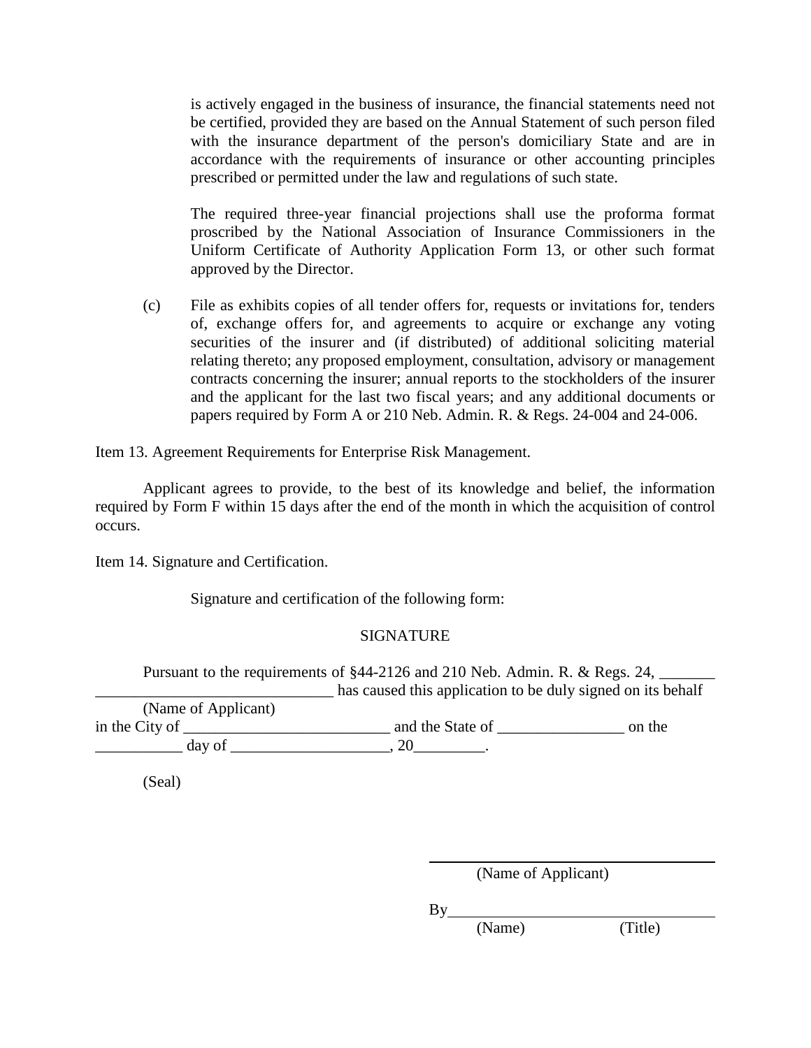is actively engaged in the business of insurance, the financial statements need not be certified, provided they are based on the Annual Statement of such person filed with the insurance department of the person's domiciliary State and are in accordance with the requirements of insurance or other accounting principles prescribed or permitted under the law and regulations of such state.

The required three-year financial projections shall use the proforma format proscribed by the National Association of Insurance Commissioners in the Uniform Certificate of Authority Application Form 13, or other such format approved by the Director.

(c) File as exhibits copies of all tender offers for, requests or invitations for, tenders of, exchange offers for, and agreements to acquire or exchange any voting securities of the insurer and (if distributed) of additional soliciting material relating thereto; any proposed employment, consultation, advisory or management contracts concerning the insurer; annual reports to the stockholders of the insurer and the applicant for the last two fiscal years; and any additional documents or papers required by Form A or 210 Neb. Admin. R. & Regs. 24-004 and 24-006.

Item 13. Agreement Requirements for Enterprise Risk Management.

Applicant agrees to provide, to the best of its knowledge and belief, the information required by Form F within 15 days after the end of the month in which the acquisition of control occurs.

Item 14. Signature and Certification.

Signature and certification of the following form:

SIGNATURE

Pursuant to the requirements of §44-2126 and 210 Neb. Admin. R. & Regs. 24, _______ ______________________________ has caused this application to be duly signed on its behalf
(Name of Applicant)
in the City of __________________________ and the State of ________________ on the ___________ day of ___________________, 20_________.

(Seal)

______________________________
(Name of Applicant)

By______________________________
(Name) (Title)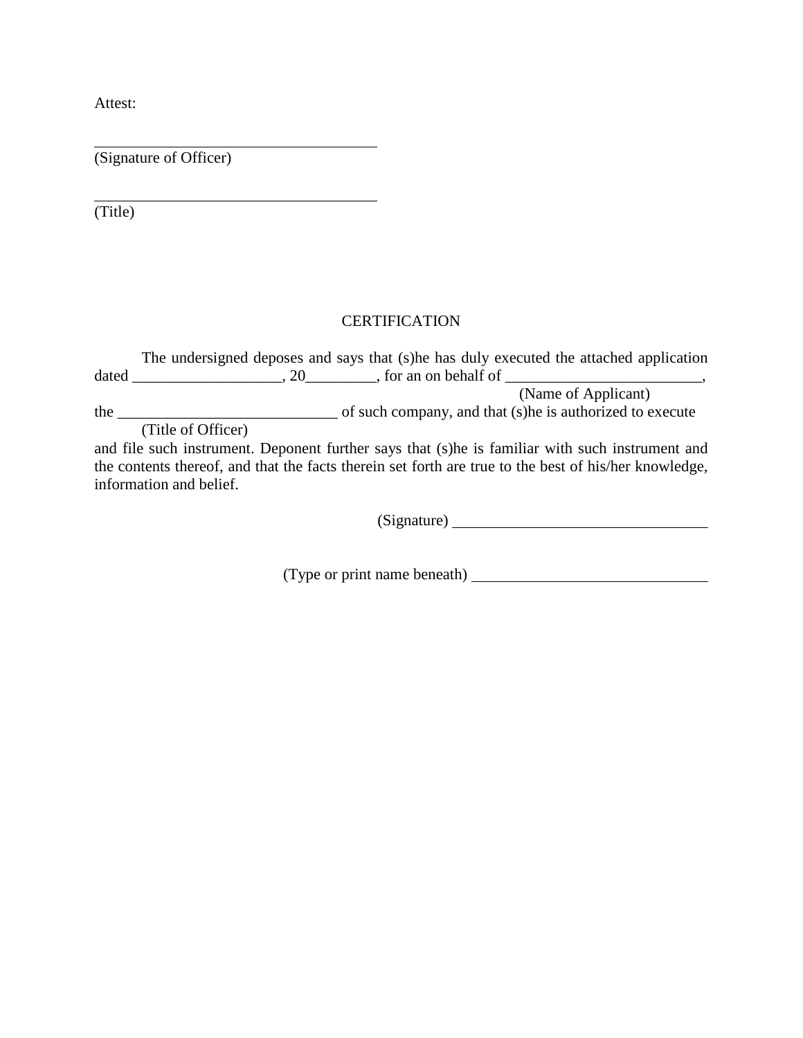Attest:

\_\_\_\_\_\_\_\_\_\_\_\_\_\_\_\_\_\_\_\_\_\_\_\_\_\_\_\_\_\_\_\_\_\_\_\_
(Signature of Officer)

\_\_\_\_\_\_\_\_\_\_\_\_\_\_\_\_\_\_\_\_\_\_\_\_\_\_\_\_\_\_\_\_\_\_\_\_
(Title)

CERTIFICATION

The undersigned deposes and says that (s)he has duly executed the attached application dated ___________________, 20_________, for an on behalf of _________________________,
(Name of Applicant)
the ____________________________ of such company, and that (s)he is authorized to execute
(Title of Officer)
and file such instrument. Deponent further says that (s)he is familiar with such instrument and the contents thereof, and that the facts therein set forth are true to the best of his/her knowledge, information and belief.

(Signature) ________________________________

(Type or print name beneath) ______________________________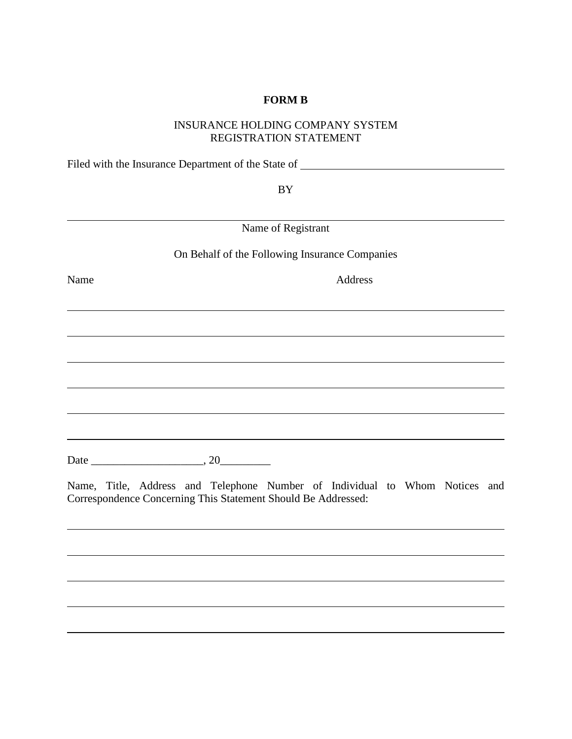**FORM B**

INSURANCE HOLDING COMPANY SYSTEM
REGISTRATION STATEMENT

Filed with the Insurance Department of the State of ____________________________________

BY

____________________________________________________________
Name of Registrant

On Behalf of the Following Insurance Companies

Name                                                                                    Address

____________________________________________________________

____________________________________________________________

____________________________________________________________

____________________________________________________________

____________________________________________________________

____________________________________________________________

Date ____________________, 20_________

Name, Title, Address and Telephone Number of Individual to Whom Notices and Correspondence Concerning This Statement Should Be Addressed:

____________________________________________________________

____________________________________________________________

____________________________________________________________

____________________________________________________________

____________________________________________________________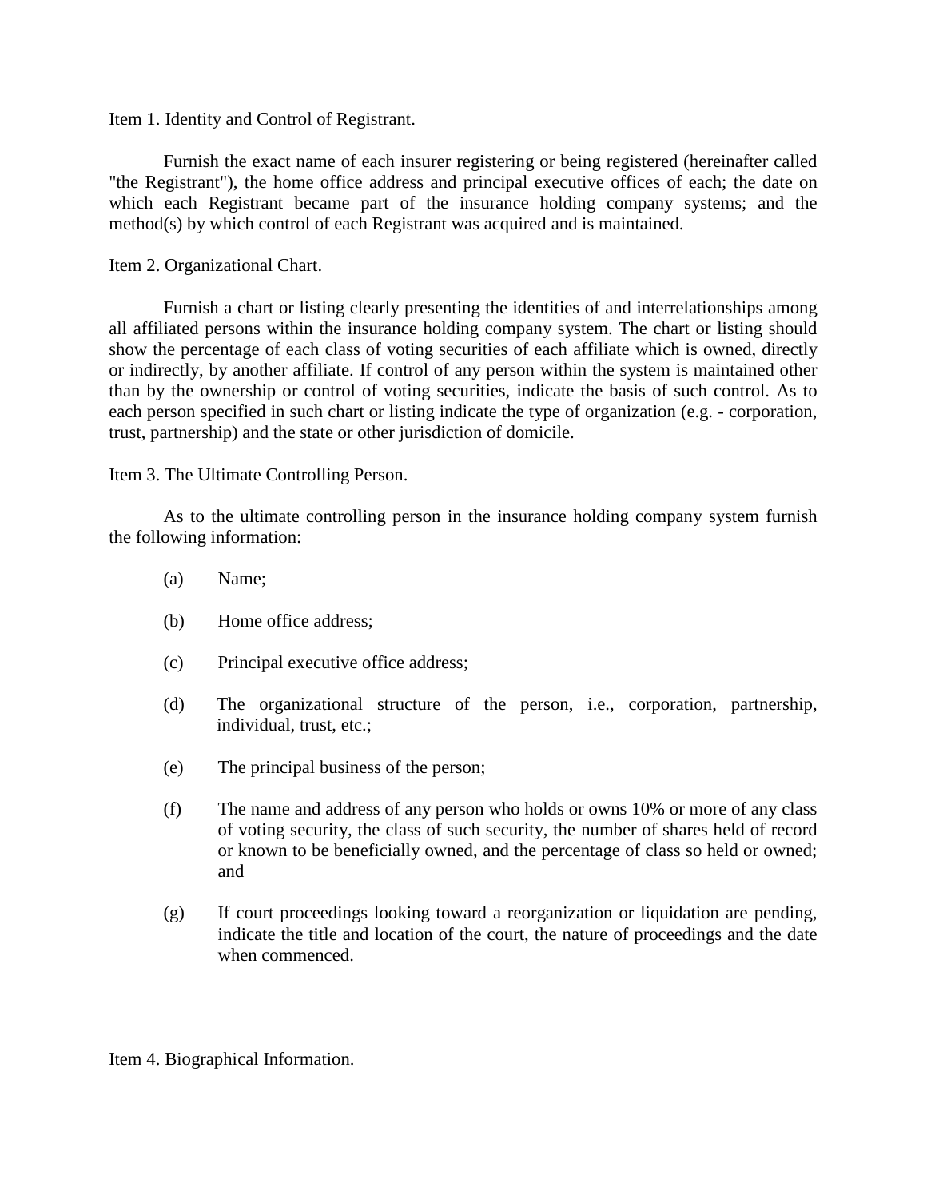Item 1. Identity and Control of Registrant.

Furnish the exact name of each insurer registering or being registered (hereinafter called "the Registrant"), the home office address and principal executive offices of each; the date on which each Registrant became part of the insurance holding company systems; and the method(s) by which control of each Registrant was acquired and is maintained.

Item 2. Organizational Chart.

Furnish a chart or listing clearly presenting the identities of and interrelationships among all affiliated persons within the insurance holding company system. The chart or listing should show the percentage of each class of voting securities of each affiliate which is owned, directly or indirectly, by another affiliate. If control of any person within the system is maintained other than by the ownership or control of voting securities, indicate the basis of such control. As to each person specified in such chart or listing indicate the type of organization (e.g. - corporation, trust, partnership) and the state or other jurisdiction of domicile.

Item 3. The Ultimate Controlling Person.

As to the ultimate controlling person in the insurance holding company system furnish the following information:

(a) Name;

(b) Home office address;

(c) Principal executive office address;

(d) The organizational structure of the person, i.e., corporation, partnership, individual, trust, etc.;

(e) The principal business of the person;

(f) The name and address of any person who holds or owns 10% or more of any class of voting security, the class of such security, the number of shares held of record or known to be beneficially owned, and the percentage of class so held or owned; and

(g) If court proceedings looking toward a reorganization or liquidation are pending, indicate the title and location of the court, the nature of proceedings and the date when commenced.

Item 4. Biographical Information.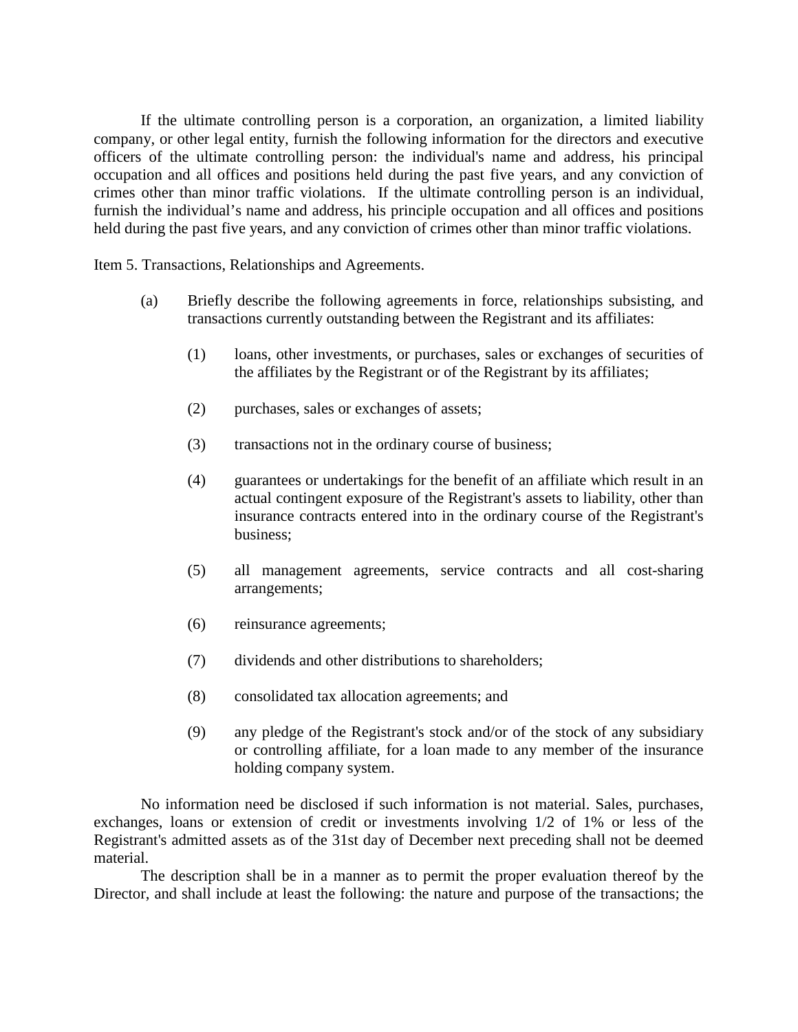If the ultimate controlling person is a corporation, an organization, a limited liability company, or other legal entity, furnish the following information for the directors and executive officers of the ultimate controlling person: the individual's name and address, his principal occupation and all offices and positions held during the past five years, and any conviction of crimes other than minor traffic violations. If the ultimate controlling person is an individual, furnish the individual's name and address, his principle occupation and all offices and positions held during the past five years, and any conviction of crimes other than minor traffic violations.

Item 5. Transactions, Relationships and Agreements.

(a) Briefly describe the following agreements in force, relationships subsisting, and transactions currently outstanding between the Registrant and its affiliates:

(1) loans, other investments, or purchases, sales or exchanges of securities of the affiliates by the Registrant or of the Registrant by its affiliates;

(2) purchases, sales or exchanges of assets;

(3) transactions not in the ordinary course of business;

(4) guarantees or undertakings for the benefit of an affiliate which result in an actual contingent exposure of the Registrant's assets to liability, other than insurance contracts entered into in the ordinary course of the Registrant's business;

(5) all management agreements, service contracts and all cost-sharing arrangements;

(6) reinsurance agreements;

(7) dividends and other distributions to shareholders;

(8) consolidated tax allocation agreements; and

(9) any pledge of the Registrant's stock and/or of the stock of any subsidiary or controlling affiliate, for a loan made to any member of the insurance holding company system.

No information need be disclosed if such information is not material. Sales, purchases, exchanges, loans or extension of credit or investments involving 1/2 of 1% or less of the Registrant's admitted assets as of the 31st day of December next preceding shall not be deemed material.

The description shall be in a manner as to permit the proper evaluation thereof by the Director, and shall include at least the following: the nature and purpose of the transactions; the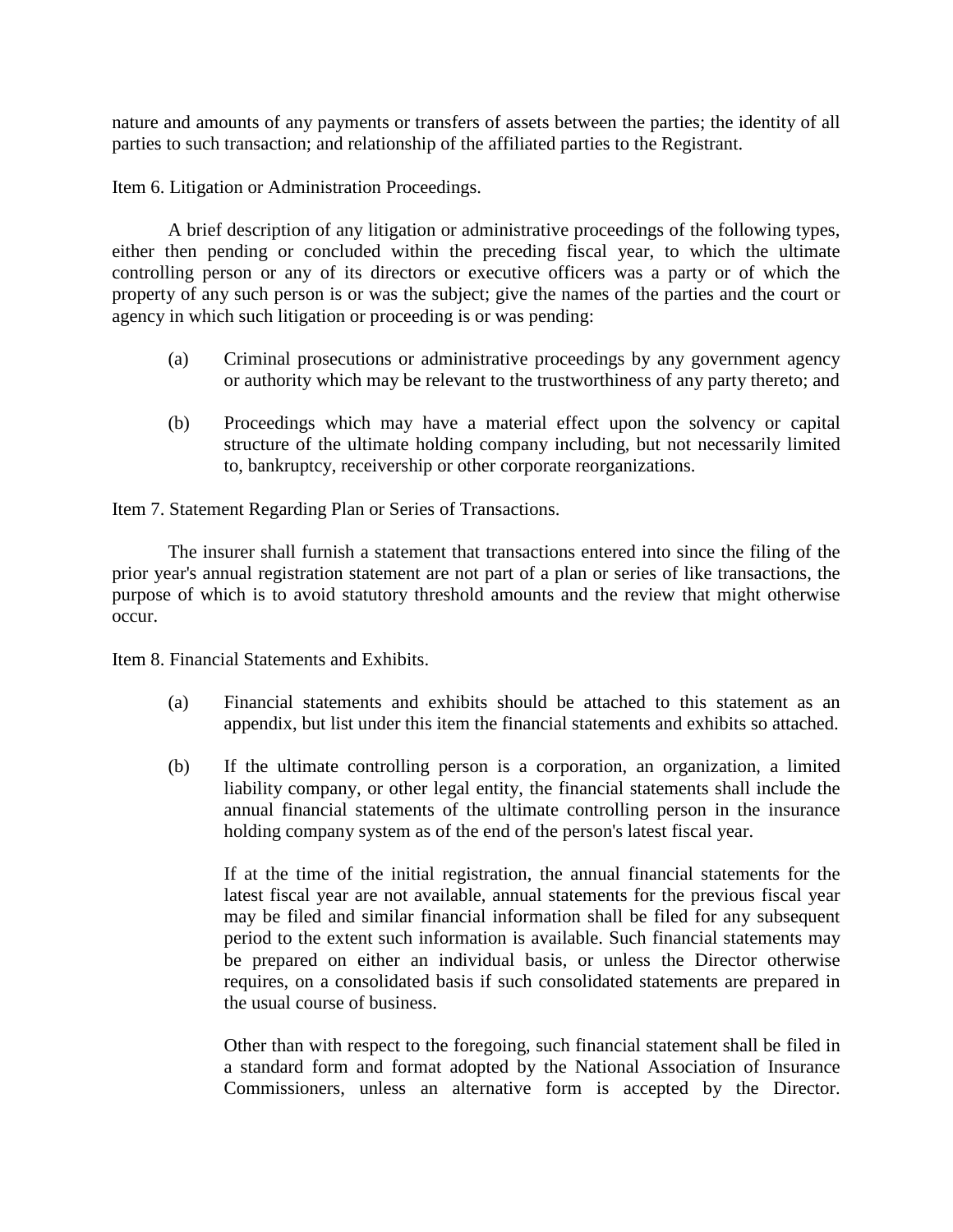nature and amounts of any payments or transfers of assets between the parties; the identity of all parties to such transaction; and relationship of the affiliated parties to the Registrant.

Item 6. Litigation or Administration Proceedings.

A brief description of any litigation or administrative proceedings of the following types, either then pending or concluded within the preceding fiscal year, to which the ultimate controlling person or any of its directors or executive officers was a party or of which the property of any such person is or was the subject; give the names of the parties and the court or agency in which such litigation or proceeding is or was pending:

(a) Criminal prosecutions or administrative proceedings by any government agency or authority which may be relevant to the trustworthiness of any party thereto; and

(b) Proceedings which may have a material effect upon the solvency or capital structure of the ultimate holding company including, but not necessarily limited to, bankruptcy, receivership or other corporate reorganizations.

Item 7. Statement Regarding Plan or Series of Transactions.

The insurer shall furnish a statement that transactions entered into since the filing of the prior year's annual registration statement are not part of a plan or series of like transactions, the purpose of which is to avoid statutory threshold amounts and the review that might otherwise occur.

Item 8. Financial Statements and Exhibits.

(a) Financial statements and exhibits should be attached to this statement as an appendix, but list under this item the financial statements and exhibits so attached.

(b) If the ultimate controlling person is a corporation, an organization, a limited liability company, or other legal entity, the financial statements shall include the annual financial statements of the ultimate controlling person in the insurance holding company system as of the end of the person's latest fiscal year.

If at the time of the initial registration, the annual financial statements for the latest fiscal year are not available, annual statements for the previous fiscal year may be filed and similar financial information shall be filed for any subsequent period to the extent such information is available. Such financial statements may be prepared on either an individual basis, or unless the Director otherwise requires, on a consolidated basis if such consolidated statements are prepared in the usual course of business.

Other than with respect to the foregoing, such financial statement shall be filed in a standard form and format adopted by the National Association of Insurance Commissioners, unless an alternative form is accepted by the Director.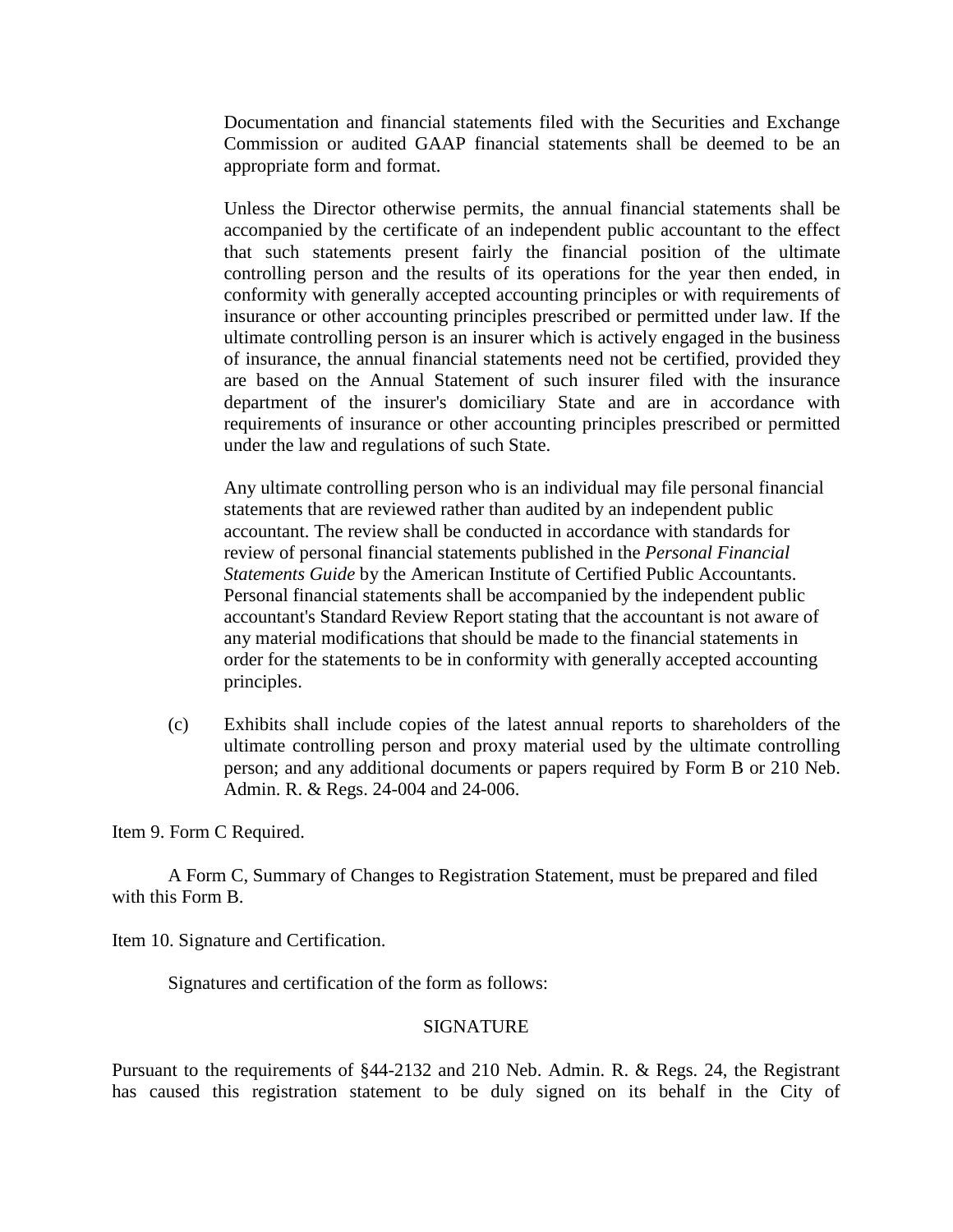Documentation and financial statements filed with the Securities and Exchange Commission or audited GAAP financial statements shall be deemed to be an appropriate form and format.

Unless the Director otherwise permits, the annual financial statements shall be accompanied by the certificate of an independent public accountant to the effect that such statements present fairly the financial position of the ultimate controlling person and the results of its operations for the year then ended, in conformity with generally accepted accounting principles or with requirements of insurance or other accounting principles prescribed or permitted under law. If the ultimate controlling person is an insurer which is actively engaged in the business of insurance, the annual financial statements need not be certified, provided they are based on the Annual Statement of such insurer filed with the insurance department of the insurer's domiciliary State and are in accordance with requirements of insurance or other accounting principles prescribed or permitted under the law and regulations of such State.

Any ultimate controlling person who is an individual may file personal financial statements that are reviewed rather than audited by an independent public accountant. The review shall be conducted in accordance with standards for review of personal financial statements published in the *Personal Financial Statements Guide* by the American Institute of Certified Public Accountants. Personal financial statements shall be accompanied by the independent public accountant's Standard Review Report stating that the accountant is not aware of any material modifications that should be made to the financial statements in order for the statements to be in conformity with generally accepted accounting principles.

(c) Exhibits shall include copies of the latest annual reports to shareholders of the ultimate controlling person and proxy material used by the ultimate controlling person; and any additional documents or papers required by Form B or 210 Neb. Admin. R. & Regs. 24-004 and 24-006.

Item 9. Form C Required.

A Form C, Summary of Changes to Registration Statement, must be prepared and filed with this Form B.

Item 10. Signature and Certification.

Signatures and certification of the form as follows:

SIGNATURE

Pursuant to the requirements of §44-2132 and 210 Neb. Admin. R. & Regs. 24, the Registrant has caused this registration statement to be duly signed on its behalf in the City of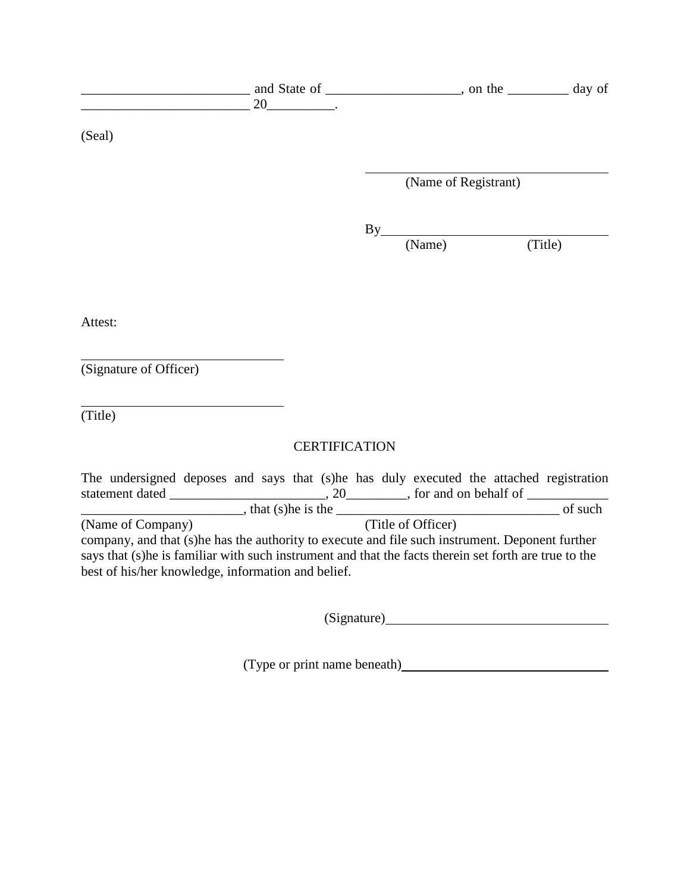________________________ and State of ___________________, on the _________ day of ________________________ 20_________.

(Seal)

______________________________
(Name of Registrant)

By______________________________
(Name) (Title)

Attest:

______________________________
(Signature of Officer)

______________________________
(Title)

CERTIFICATION

The undersigned deposes and says that (s)he has duly executed the attached registration statement dated ______________________, 20_________, for and on behalf of ____________ ________________________, that (s)he is the ________________________________ of such
(Name of Company) (Title of Officer)
company, and that (s)he has the authority to execute and file such instrument. Deponent further says that (s)he is familiar with such instrument and that the facts therein set forth are true to the best of his/her knowledge, information and belief.

(Signature)______________________________

(Type or print name beneath)______________________________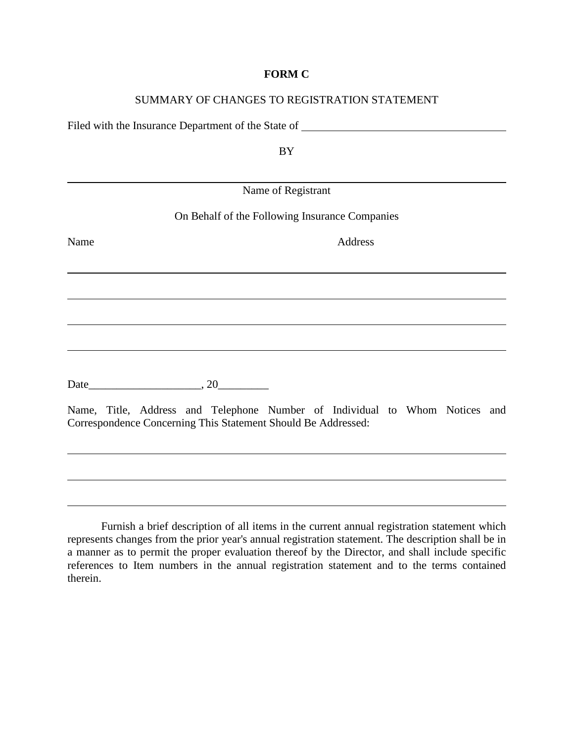**FORM C**

SUMMARY OF CHANGES TO REGISTRATION STATEMENT

Filed with the Insurance Department of the State of ____________________________________

BY

______________________________________________________________________

Name of Registrant

On Behalf of the Following Insurance Companies

Name                                                                 Address

______________________________________________________________________

______________________________________________________________________

______________________________________________________________________

______________________________________________________________________

Date____________________, 20_________

Name, Title, Address and Telephone Number of Individual to Whom Notices and Correspondence Concerning This Statement Should Be Addressed:

______________________________________________________________________

______________________________________________________________________

______________________________________________________________________

Furnish a brief description of all items in the current annual registration statement which represents changes from the prior year's annual registration statement. The description shall be in a manner as to permit the proper evaluation thereof by the Director, and shall include specific references to Item numbers in the annual registration statement and to the terms contained therein.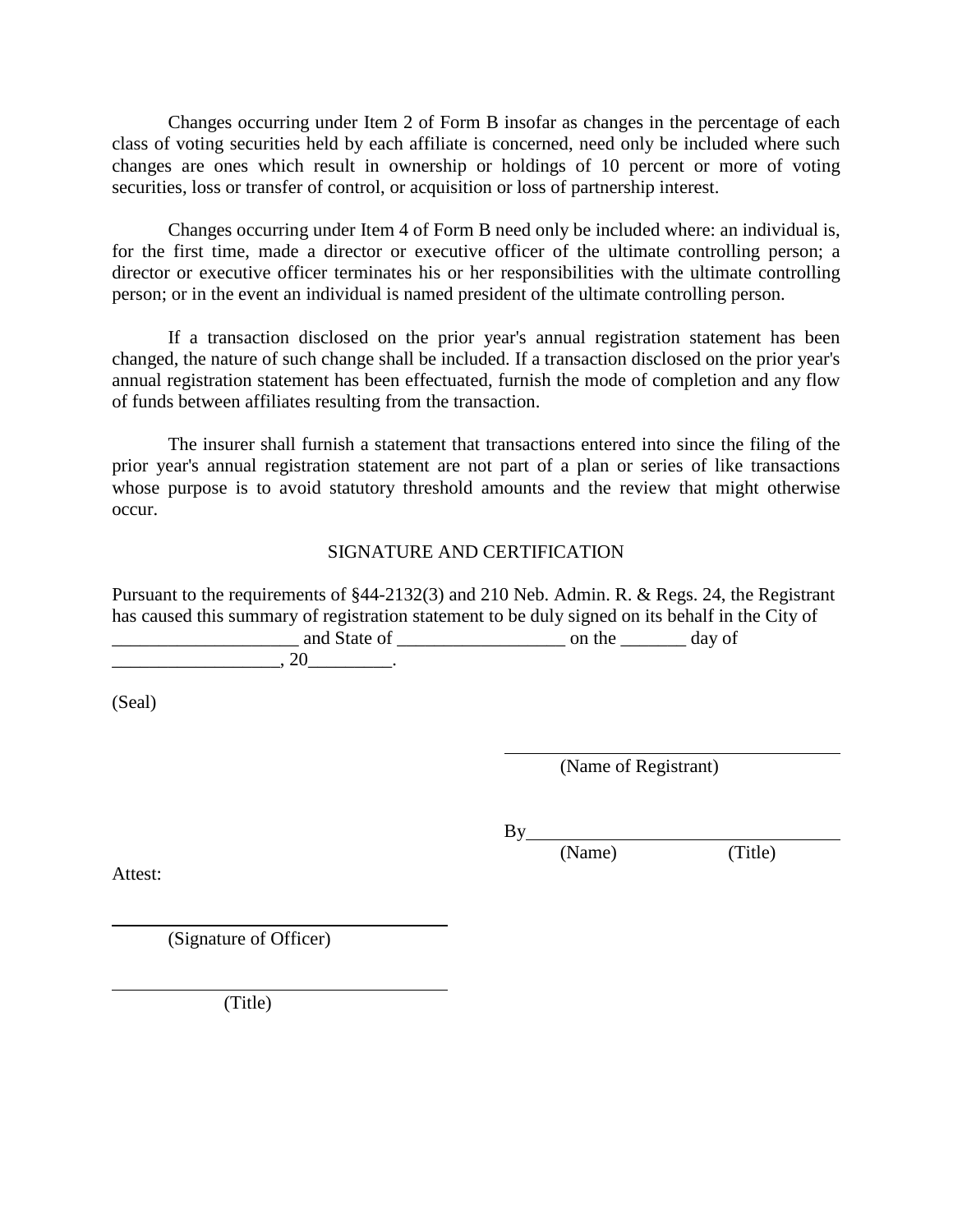Changes occurring under Item 2 of Form B insofar as changes in the percentage of each class of voting securities held by each affiliate is concerned, need only be included where such changes are ones which result in ownership or holdings of 10 percent or more of voting securities, loss or transfer of control, or acquisition or loss of partnership interest.

Changes occurring under Item 4 of Form B need only be included where: an individual is, for the first time, made a director or executive officer of the ultimate controlling person; a director or executive officer terminates his or her responsibilities with the ultimate controlling person; or in the event an individual is named president of the ultimate controlling person.

If a transaction disclosed on the prior year's annual registration statement has been changed, the nature of such change shall be included. If a transaction disclosed on the prior year's annual registration statement has been effectuated, furnish the mode of completion and any flow of funds between affiliates resulting from the transaction.

The insurer shall furnish a statement that transactions entered into since the filing of the prior year's annual registration statement are not part of a plan or series of like transactions whose purpose is to avoid statutory threshold amounts and the review that might otherwise occur.

SIGNATURE AND CERTIFICATION

Pursuant to the requirements of §44-2132(3) and 210 Neb. Admin. R. & Regs. 24, the Registrant has caused this summary of registration statement to be duly signed on its behalf in the City of ____________________ and State of __________________ on the _______ day of __________________, 20_________.

(Seal)

______________________________
(Name of Registrant)

By______________________________
(Name) (Title)

Attest:

______________________________
(Signature of Officer)

______________________________
(Title)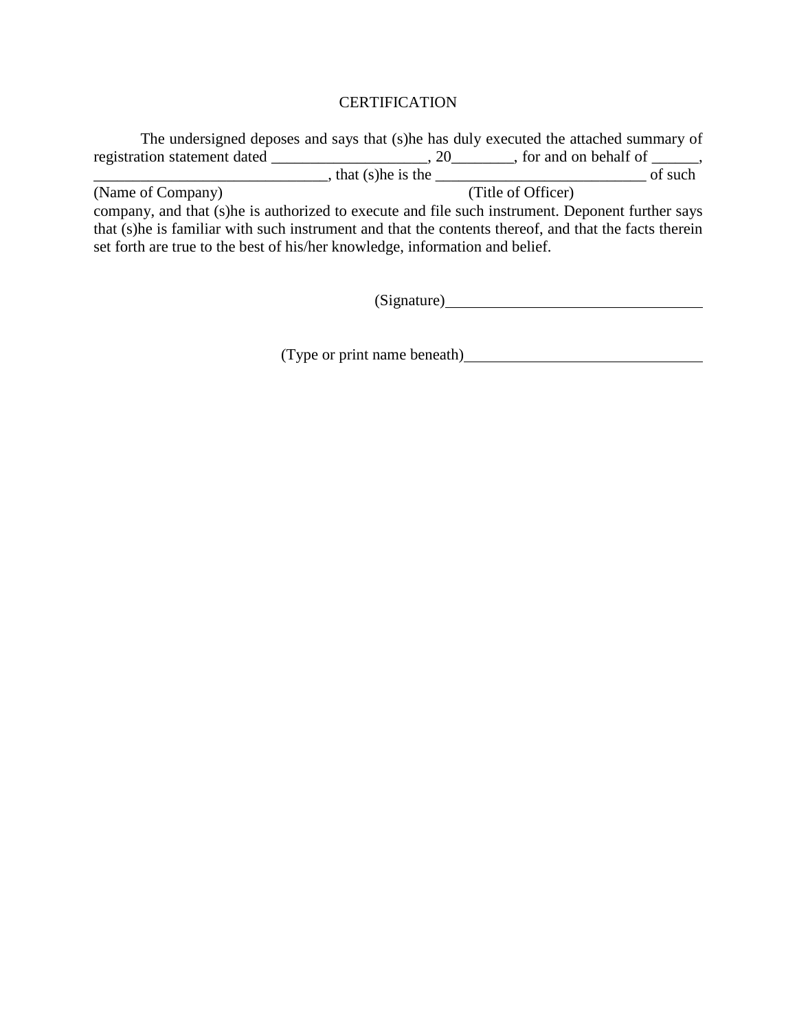# CERTIFICATION

The undersigned deposes and says that (s)he has duly executed the attached summary of registration statement dated ____________________, 20________, for and on behalf of ______, ______________________________, that (s)he is the ___________________________ of such

(Name of Company) (Title of Officer)

company, and that (s)he is authorized to execute and file such instrument. Deponent further says that (s)he is familiar with such instrument and that the contents thereof, and that the facts therein set forth are true to the best of his/her knowledge, information and belief.

(Signature)_________________________________

(Type or print name beneath)_______________________________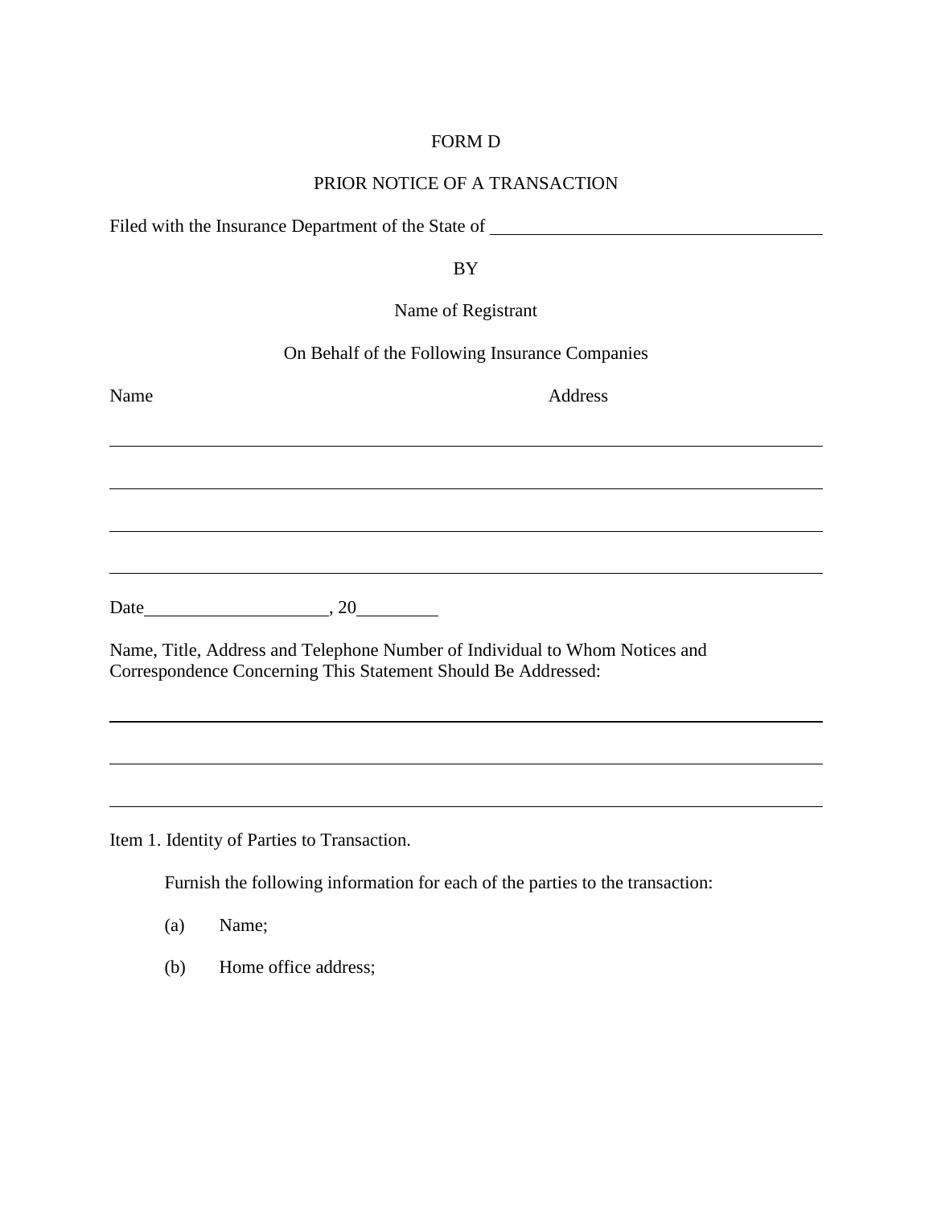FORM D

PRIOR NOTICE OF A TRANSACTION

Filed with the Insurance Department of the State of ____________________________________

BY

Name of Registrant

On Behalf of the Following Insurance Companies

Name                                                                 Address

_____________________________________________________________________________

_____________________________________________________________________________

_____________________________________________________________________________

_____________________________________________________________________________

Date____________________, 20_________

Name, Title, Address and Telephone Number of Individual to Whom Notices and Correspondence Concerning This Statement Should Be Addressed:

_____________________________________________________________________________

_____________________________________________________________________________

_____________________________________________________________________________

Item 1. Identity of Parties to Transaction.

Furnish the following information for each of the parties to the transaction:

(a) Name;

(b) Home office address;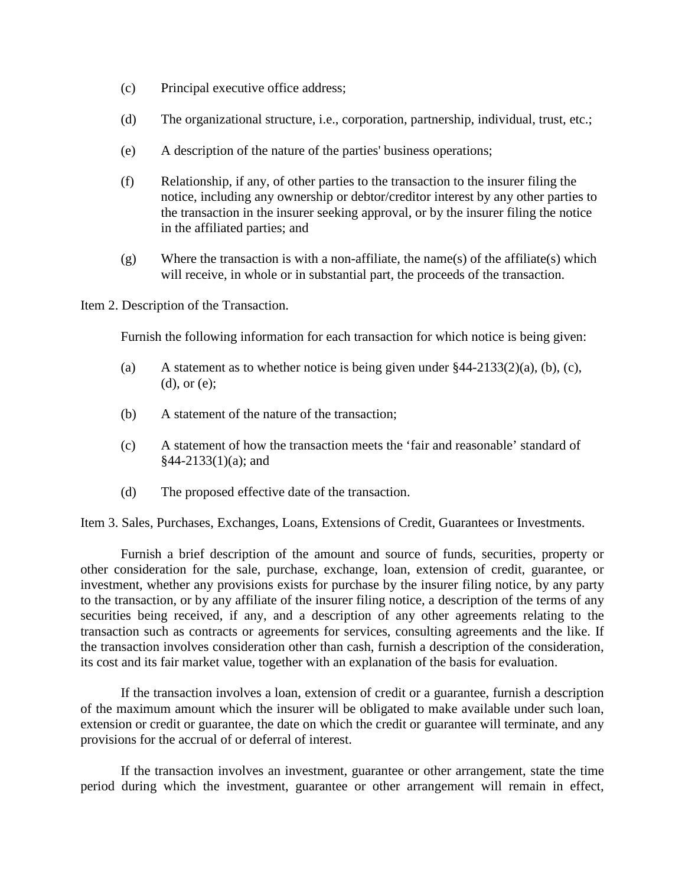(c) Principal executive office address;

(d) The organizational structure, i.e., corporation, partnership, individual, trust, etc.;

(e) A description of the nature of the parties' business operations;

(f) Relationship, if any, of other parties to the transaction to the insurer filing the notice, including any ownership or debtor/creditor interest by any other parties to the transaction in the insurer seeking approval, or by the insurer filing the notice in the affiliated parties; and

(g) Where the transaction is with a non-affiliate, the name(s) of the affiliate(s) which will receive, in whole or in substantial part, the proceeds of the transaction.

Item 2. Description of the Transaction.

Furnish the following information for each transaction for which notice is being given:

(a) A statement as to whether notice is being given under §44-2133(2)(a), (b), (c), (d), or (e);

(b) A statement of the nature of the transaction;

(c) A statement of how the transaction meets the 'fair and reasonable' standard of §44-2133(1)(a); and

(d) The proposed effective date of the transaction.

Item 3. Sales, Purchases, Exchanges, Loans, Extensions of Credit, Guarantees or Investments.

Furnish a brief description of the amount and source of funds, securities, property or other consideration for the sale, purchase, exchange, loan, extension of credit, guarantee, or investment, whether any provisions exists for purchase by the insurer filing notice, by any party to the transaction, or by any affiliate of the insurer filing notice, a description of the terms of any securities being received, if any, and a description of any other agreements relating to the transaction such as contracts or agreements for services, consulting agreements and the like. If the transaction involves consideration other than cash, furnish a description of the consideration, its cost and its fair market value, together with an explanation of the basis for evaluation.

If the transaction involves a loan, extension of credit or a guarantee, furnish a description of the maximum amount which the insurer will be obligated to make available under such loan, extension or credit or guarantee, the date on which the credit or guarantee will terminate, and any provisions for the accrual of or deferral of interest.

If the transaction involves an investment, guarantee or other arrangement, state the time period during which the investment, guarantee or other arrangement will remain in effect,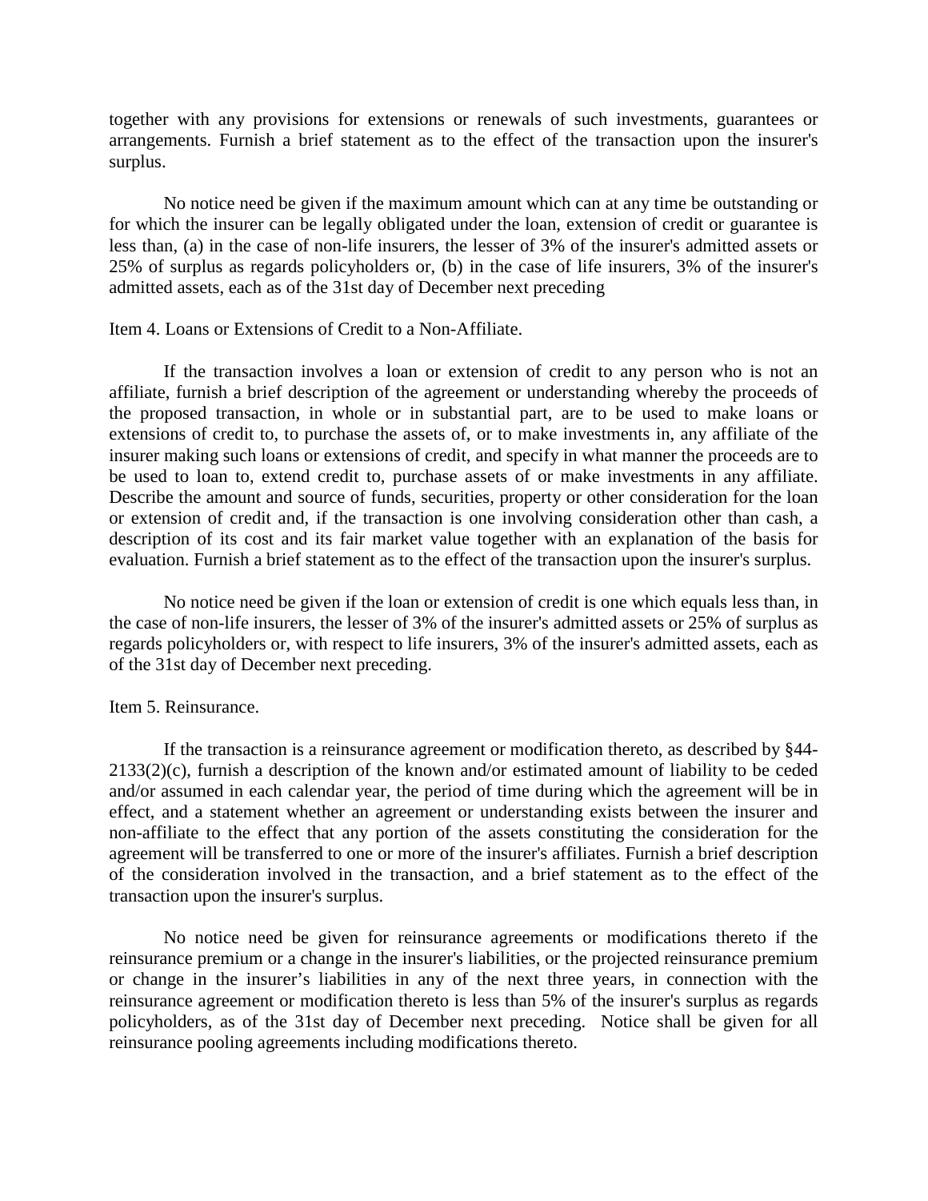together with any provisions for extensions or renewals of such investments, guarantees or arrangements. Furnish a brief statement as to the effect of the transaction upon the insurer's surplus.

No notice need be given if the maximum amount which can at any time be outstanding or for which the insurer can be legally obligated under the loan, extension of credit or guarantee is less than, (a) in the case of non-life insurers, the lesser of 3% of the insurer's admitted assets or 25% of surplus as regards policyholders or, (b) in the case of life insurers, 3% of the insurer's admitted assets, each as of the 31st day of December next preceding

Item 4. Loans or Extensions of Credit to a Non-Affiliate.

If the transaction involves a loan or extension of credit to any person who is not an affiliate, furnish a brief description of the agreement or understanding whereby the proceeds of the proposed transaction, in whole or in substantial part, are to be used to make loans or extensions of credit to, to purchase the assets of, or to make investments in, any affiliate of the insurer making such loans or extensions of credit, and specify in what manner the proceeds are to be used to loan to, extend credit to, purchase assets of or make investments in any affiliate. Describe the amount and source of funds, securities, property or other consideration for the loan or extension of credit and, if the transaction is one involving consideration other than cash, a description of its cost and its fair market value together with an explanation of the basis for evaluation. Furnish a brief statement as to the effect of the transaction upon the insurer's surplus.

No notice need be given if the loan or extension of credit is one which equals less than, in the case of non-life insurers, the lesser of 3% of the insurer's admitted assets or 25% of surplus as regards policyholders or, with respect to life insurers, 3% of the insurer's admitted assets, each as of the 31st day of December next preceding.

Item 5. Reinsurance.

If the transaction is a reinsurance agreement or modification thereto, as described by §44-2133(2)(c), furnish a description of the known and/or estimated amount of liability to be ceded and/or assumed in each calendar year, the period of time during which the agreement will be in effect, and a statement whether an agreement or understanding exists between the insurer and non-affiliate to the effect that any portion of the assets constituting the consideration for the agreement will be transferred to one or more of the insurer's affiliates. Furnish a brief description of the consideration involved in the transaction, and a brief statement as to the effect of the transaction upon the insurer's surplus.

No notice need be given for reinsurance agreements or modifications thereto if the reinsurance premium or a change in the insurer's liabilities, or the projected reinsurance premium or change in the insurer's liabilities in any of the next three years, in connection with the reinsurance agreement or modification thereto is less than 5% of the insurer's surplus as regards policyholders, as of the 31st day of December next preceding. Notice shall be given for all reinsurance pooling agreements including modifications thereto.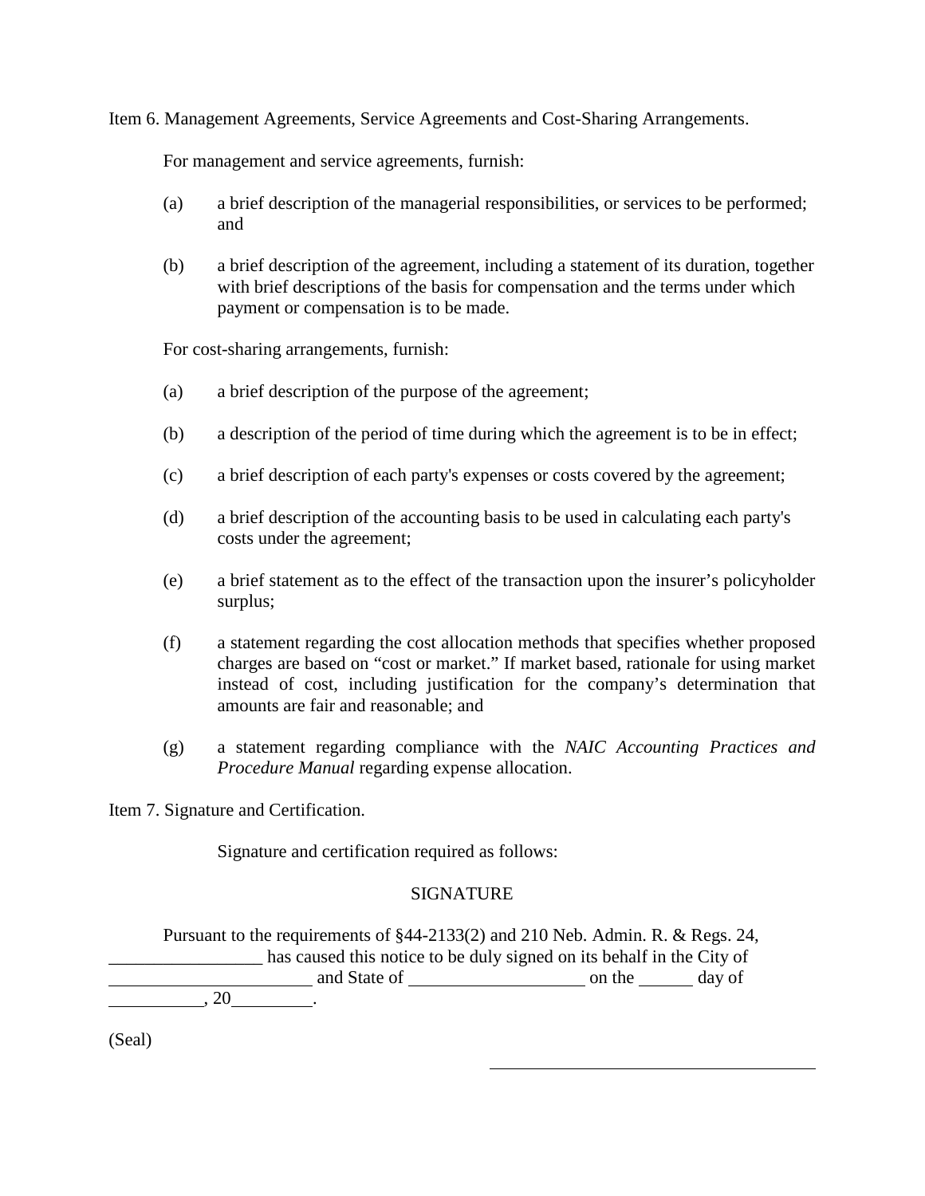Item 6. Management Agreements, Service Agreements and Cost-Sharing Arrangements.

For management and service agreements, furnish:

(a) a brief description of the managerial responsibilities, or services to be performed; and

(b) a brief description of the agreement, including a statement of its duration, together with brief descriptions of the basis for compensation and the terms under which payment or compensation is to be made.

For cost-sharing arrangements, furnish:

(a) a brief description of the purpose of the agreement;

(b) a description of the period of time during which the agreement is to be in effect;

(c) a brief description of each party's expenses or costs covered by the agreement;

(d) a brief description of the accounting basis to be used in calculating each party's costs under the agreement;

(e) a brief statement as to the effect of the transaction upon the insurer's policyholder surplus;

(f) a statement regarding the cost allocation methods that specifies whether proposed charges are based on "cost or market." If market based, rationale for using market instead of cost, including justification for the company's determination that amounts are fair and reasonable; and

(g) a statement regarding compliance with the *NAIC Accounting Practices and Procedure Manual* regarding expense allocation.

Item 7. Signature and Certification.

Signature and certification required as follows:

SIGNATURE

Pursuant to the requirements of §44-2133(2) and 210 Neb. Admin. R. & Regs. 24, _________________ has caused this notice to be duly signed on its behalf in the City of _______________________ and State of ____________________ on the ______ day of ___________, 20_________.

(Seal)

_____________________________________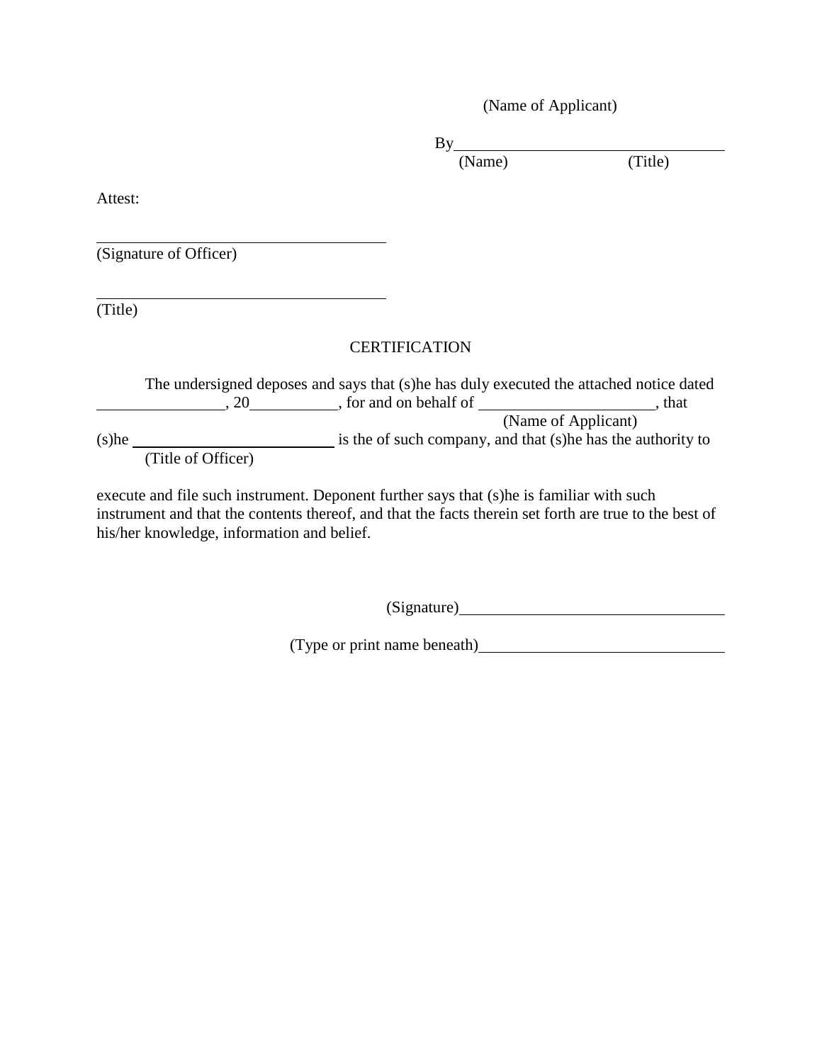(Name of Applicant)

By\_\_\_\_\_\_\_\_\_\_\_\_\_\_\_\_\_\_\_\_\_\_\_\_\_\_\_\_\_\_\_\_\_\_\_
(Name) (Title)

Attest:

\_\_\_\_\_\_\_\_\_\_\_\_\_\_\_\_\_\_\_\_\_\_\_\_\_\_\_\_\_\_\_\_\_\_\_\_\_
(Signature of Officer)

\_\_\_\_\_\_\_\_\_\_\_\_\_\_\_\_\_\_\_\_\_\_\_\_\_\_\_\_\_\_\_\_\_\_\_\_\_
(Title)

CERTIFICATION

The undersigned deposes and says that (s)he has duly executed the attached notice dated \_\_\_\_\_\_\_\_\_\_\_\_\_\_\_\_, 20\_\_\_\_\_\_\_\_\_\_\_, for and on behalf of \_\_\_\_\_\_\_\_\_\_\_\_\_\_\_\_\_\_\_\_\_\_\_ (Name of Applicant), that (s)he \_\_\_\_\_\_\_\_\_\_\_\_\_\_\_\_\_\_\_\_\_\_\_\_\_\_ (Title of Officer) is the of such company, and that (s)he has the authority to execute and file such instrument. Deponent further says that (s)he is familiar with such instrument and that the contents thereof, and that the facts therein set forth are true to the best of his/her knowledge, information and belief.

(Signature)\_\_\_\_\_\_\_\_\_\_\_\_\_\_\_\_\_\_\_\_\_\_\_\_\_\_\_\_\_\_\_\_\_\_\_

(Type or print name beneath)\_\_\_\_\_\_\_\_\_\_\_\_\_\_\_\_\_\_\_\_\_\_\_\_\_\_\_\_\_\_\_\_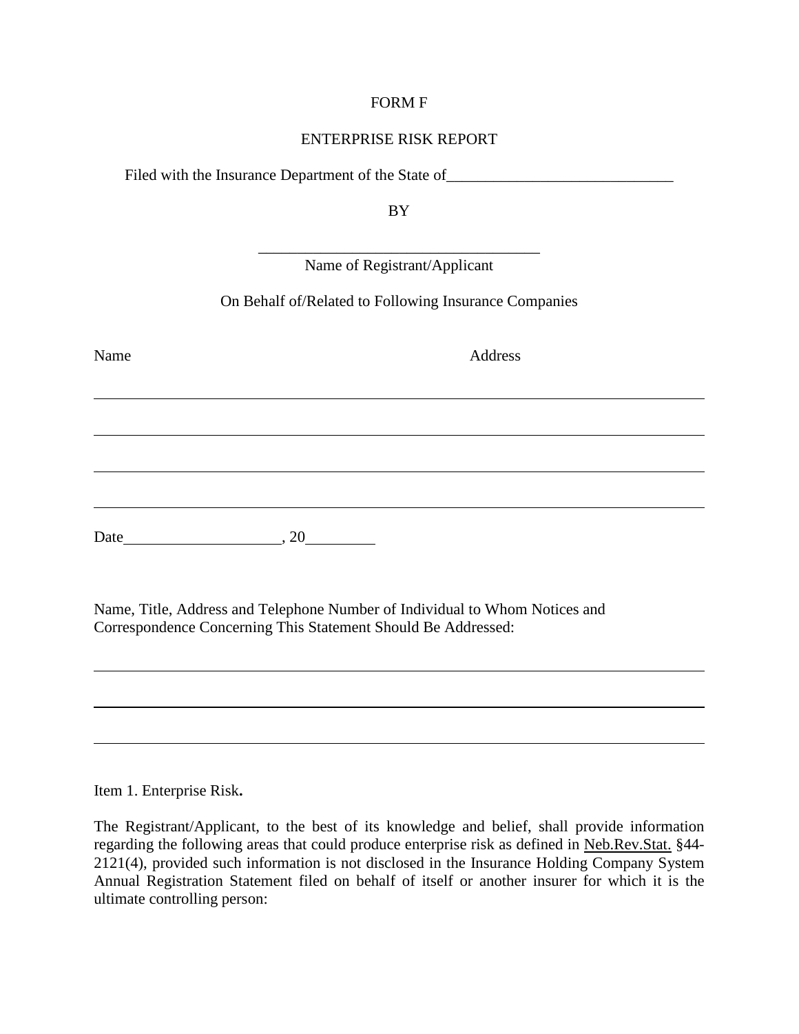FORM F

ENTERPRISE RISK REPORT

Filed with the Insurance Department of the State of_____________________________

BY

____________________________________

Name of Registrant/Applicant

On Behalf of/Related to Following Insurance Companies

| Name | Address |
| --- | --- |
| | |
| | |
| | |
| | |

Date____________________, 20_________

Name, Title, Address and Telephone Number of Individual to Whom Notices and Correspondence Concerning This Statement Should Be Addressed:

______________________________________________________________________________

______________________________________________________________________________

______________________________________________________________________________

Item 1. Enterprise Risk**.**

The Registrant/Applicant, to the best of its knowledge and belief, shall provide information regarding the following areas that could produce enterprise risk as defined in Neb.Rev.Stat. §44-2121(4), provided such information is not disclosed in the Insurance Holding Company System Annual Registration Statement filed on behalf of itself or another insurer for which it is the ultimate controlling person: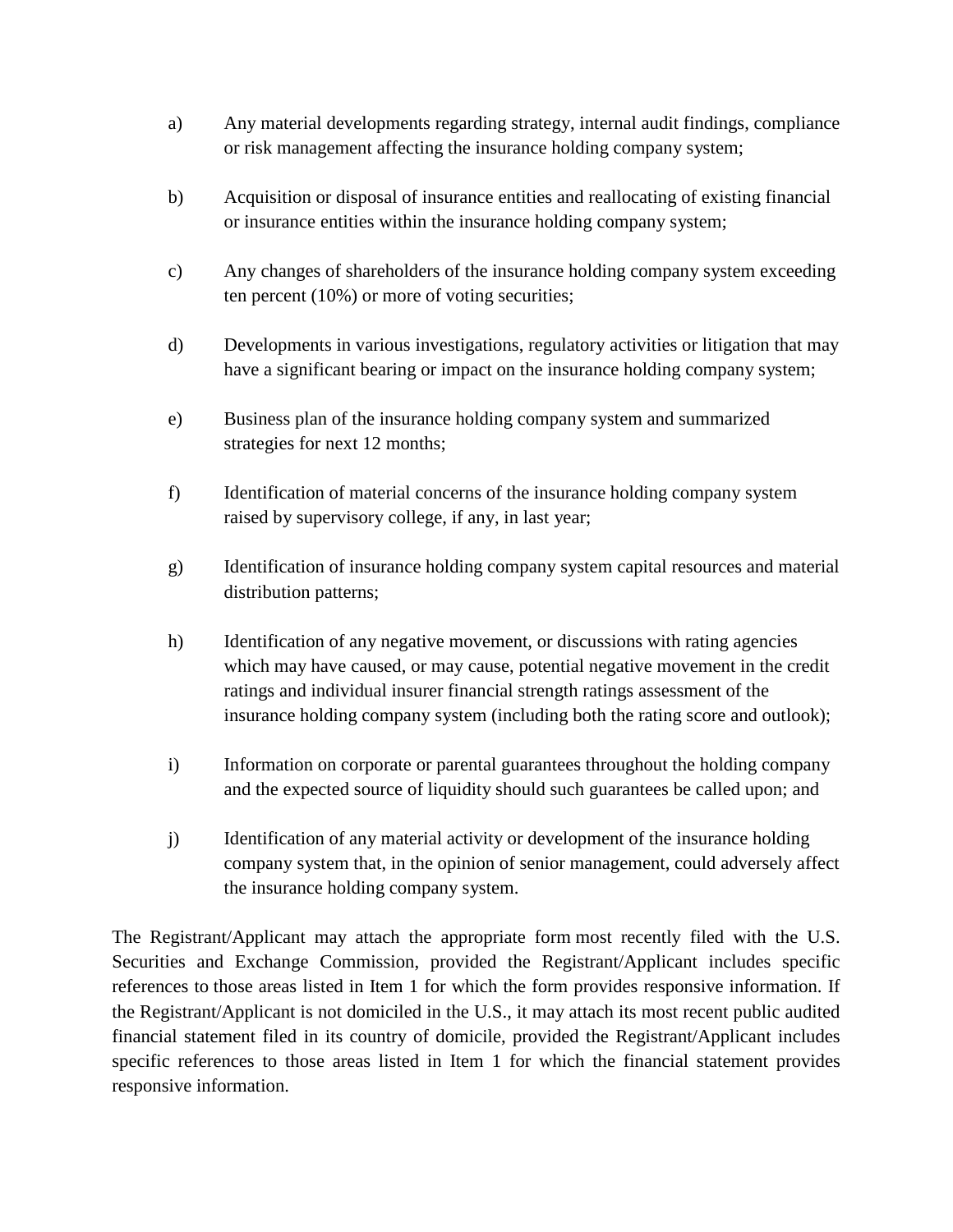a) Any material developments regarding strategy, internal audit findings, compliance or risk management affecting the insurance holding company system;

b) Acquisition or disposal of insurance entities and reallocating of existing financial or insurance entities within the insurance holding company system;

c) Any changes of shareholders of the insurance holding company system exceeding ten percent (10%) or more of voting securities;

d) Developments in various investigations, regulatory activities or litigation that may have a significant bearing or impact on the insurance holding company system;

e) Business plan of the insurance holding company system and summarized strategies for next 12 months;

f) Identification of material concerns of the insurance holding company system raised by supervisory college, if any, in last year;

g) Identification of insurance holding company system capital resources and material distribution patterns;

h) Identification of any negative movement, or discussions with rating agencies which may have caused, or may cause, potential negative movement in the credit ratings and individual insurer financial strength ratings assessment of the insurance holding company system (including both the rating score and outlook);

i) Information on corporate or parental guarantees throughout the holding company and the expected source of liquidity should such guarantees be called upon; and

j) Identification of any material activity or development of the insurance holding company system that, in the opinion of senior management, could adversely affect the insurance holding company system.

The Registrant/Applicant may attach the appropriate form most recently filed with the U.S. Securities and Exchange Commission, provided the Registrant/Applicant includes specific references to those areas listed in Item 1 for which the form provides responsive information. If the Registrant/Applicant is not domiciled in the U.S., it may attach its most recent public audited financial statement filed in its country of domicile, provided the Registrant/Applicant includes specific references to those areas listed in Item 1 for which the financial statement provides responsive information.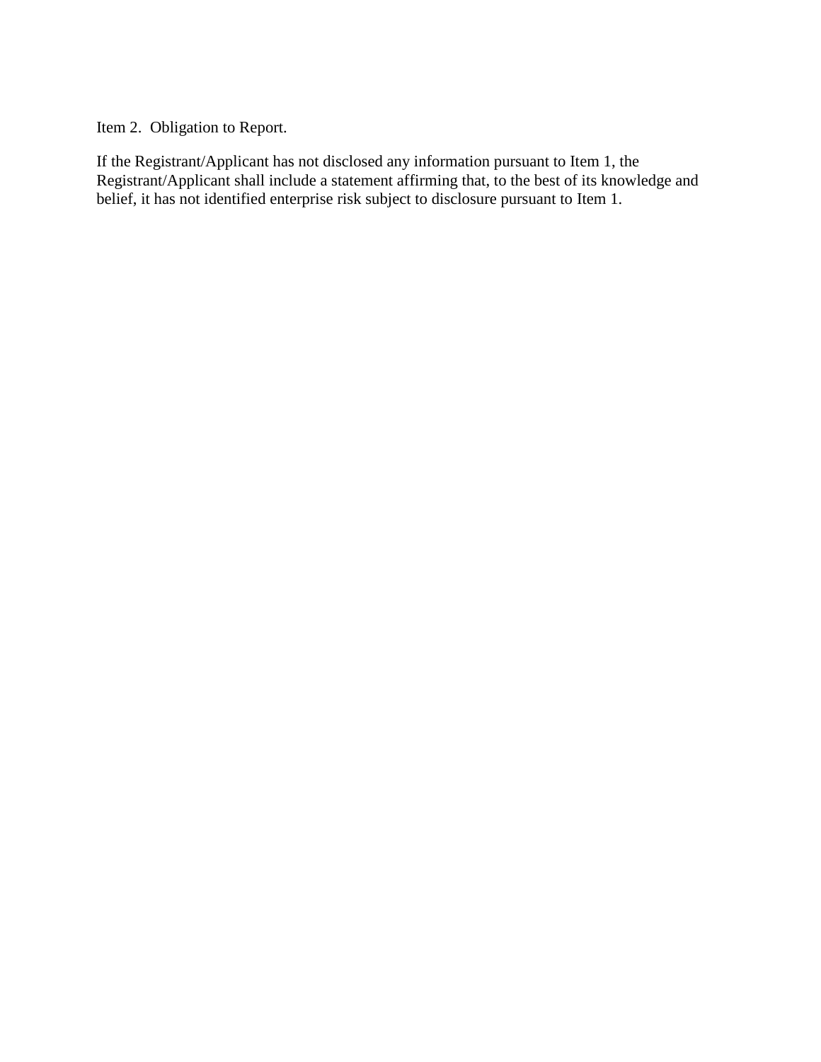Item 2. Obligation to Report.

If the Registrant/Applicant has not disclosed any information pursuant to Item 1, the Registrant/Applicant shall include a statement affirming that, to the best of its knowledge and belief, it has not identified enterprise risk subject to disclosure pursuant to Item 1.